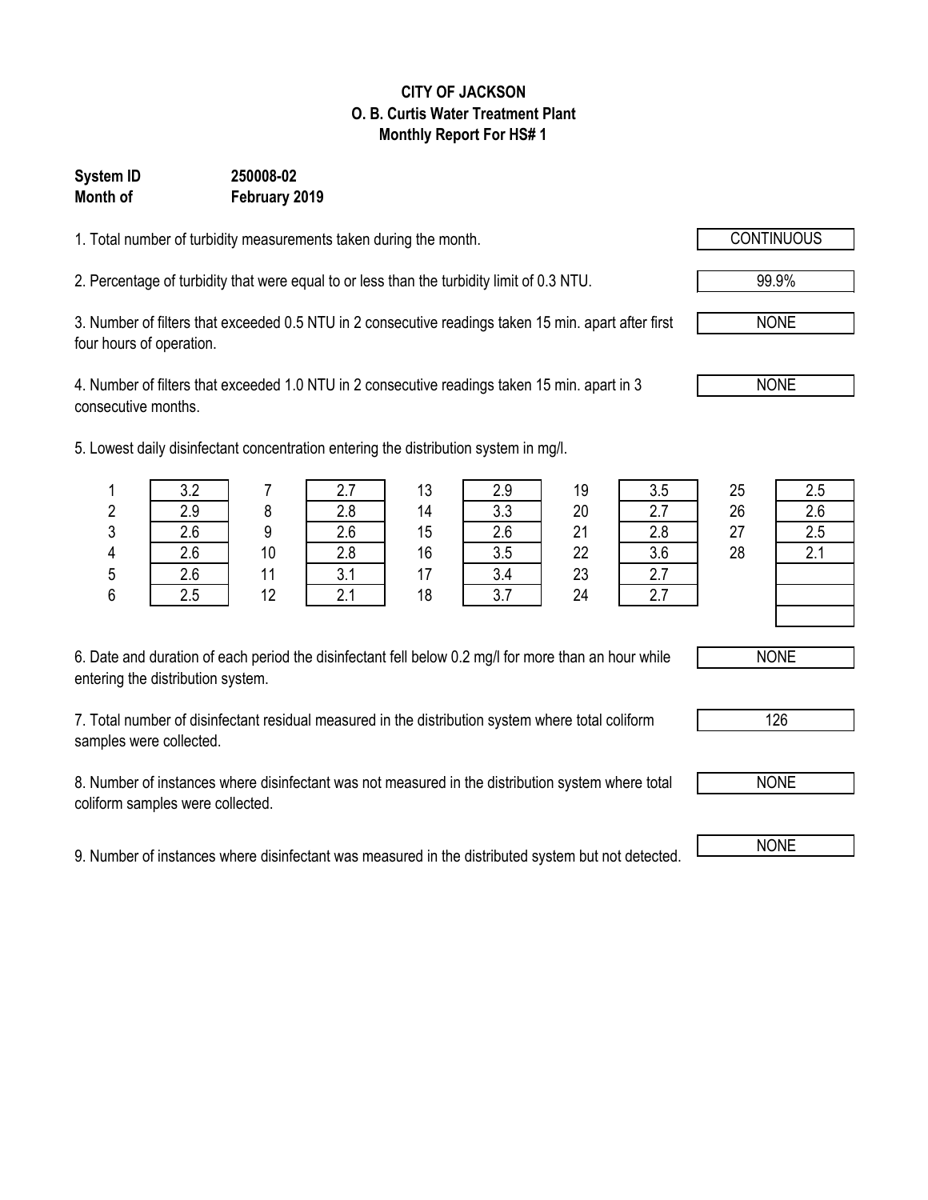**CITY OF JACKSON**
**O. B. Curtis Water Treatment Plant**
**Monthly Report For HS# 1**

**System ID** **250008-02**
**Month of** **February 2019**

1. Total number of turbidity measurements taken during the month. CONTINUOUS

2. Percentage of turbidity that were equal to or less than the turbidity limit of 0.3 NTU. 99.9%

3. Number of filters that exceeded 0.5 NTU in 2 consecutive readings taken 15 min. apart after first four hours of operation. NONE

4. Number of filters that exceeded 1.0 NTU in 2 consecutive readings taken 15 min. apart in 3 consecutive months. NONE

5. Lowest daily disinfectant concentration entering the distribution system in mg/l.

| Day | mg/l | Day | mg/l | Day | mg/l | Day | mg/l | Day | mg/l |
|---|---|---|---|---|---|---|---|---|---|
| 1 | 3.2 | 7 | 2.7 | 13 | 2.9 | 19 | 3.5 | 25 | 2.5 |
| 2 | 2.9 | 8 | 2.8 | 14 | 3.3 | 20 | 2.7 | 26 | 2.6 |
| 3 | 2.6 | 9 | 2.6 | 15 | 2.6 | 21 | 2.8 | 27 | 2.5 |
| 4 | 2.6 | 10 | 2.8 | 16 | 3.5 | 22 | 3.6 | 28 | 2.1 |
| 5 | 2.6 | 11 | 3.1 | 17 | 3.4 | 23 | 2.7 | | |
| 6 | 2.5 | 12 | 2.1 | 18 | 3.7 | 24 | 2.7 | | |

6. Date and duration of each period the disinfectant fell below 0.2 mg/l for more than an hour while entering the distribution system. NONE

7. Total number of disinfectant residual measured in the distribution system where total coliform samples were collected. 126

8. Number of instances where disinfectant was not measured in the distribution system where total coliform samples were collected. NONE

9. Number of instances where disinfectant was measured in the distributed system but not detected. NONE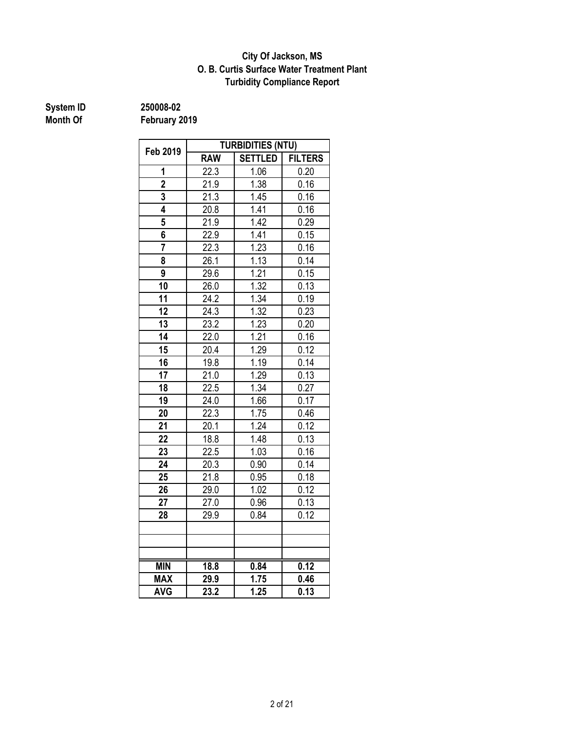**City Of Jackson, MS**
**O. B. Curtis Surface Water Treatment Plant**
**Turbidity Compliance Report**

**System ID** **250008-02**
**Month Of** **February 2019**

| Feb 2019 | TURBIDITIES (NTU) | | |
|---|---|---|---|
| | RAW | SETTLED | FILTERS |
| 1 | 22.3 | 1.06 | 0.20 |
| 2 | 21.9 | 1.38 | 0.16 |
| 3 | 21.3 | 1.45 | 0.16 |
| 4 | 20.8 | 1.41 | 0.16 |
| 5 | 21.9 | 1.42 | 0.29 |
| 6 | 22.9 | 1.41 | 0.15 |
| 7 | 22.3 | 1.23 | 0.16 |
| 8 | 26.1 | 1.13 | 0.14 |
| 9 | 29.6 | 1.21 | 0.15 |
| 10 | 26.0 | 1.32 | 0.13 |
| 11 | 24.2 | 1.34 | 0.19 |
| 12 | 24.3 | 1.32 | 0.23 |
| 13 | 23.2 | 1.23 | 0.20 |
| 14 | 22.0 | 1.21 | 0.16 |
| 15 | 20.4 | 1.29 | 0.12 |
| 16 | 19.8 | 1.19 | 0.14 |
| 17 | 21.0 | 1.29 | 0.13 |
| 18 | 22.5 | 1.34 | 0.27 |
| 19 | 24.0 | 1.66 | 0.17 |
| 20 | 22.3 | 1.75 | 0.46 |
| 21 | 20.1 | 1.24 | 0.12 |
| 22 | 18.8 | 1.48 | 0.13 |
| 23 | 22.5 | 1.03 | 0.16 |
| 24 | 20.3 | 0.90 | 0.14 |
| 25 | 21.8 | 0.95 | 0.18 |
| 26 | 29.0 | 1.02 | 0.12 |
| 27 | 27.0 | 0.96 | 0.13 |
| 28 | 29.9 | 0.84 | 0.12 |
| | | | |
| | | | |
| | | | |
| **MIN** | **18.8** | **0.84** | **0.12** |
| **MAX** | **29.9** | **1.75** | **0.46** |
| **AVG** | **23.2** | **1.25** | **0.13** |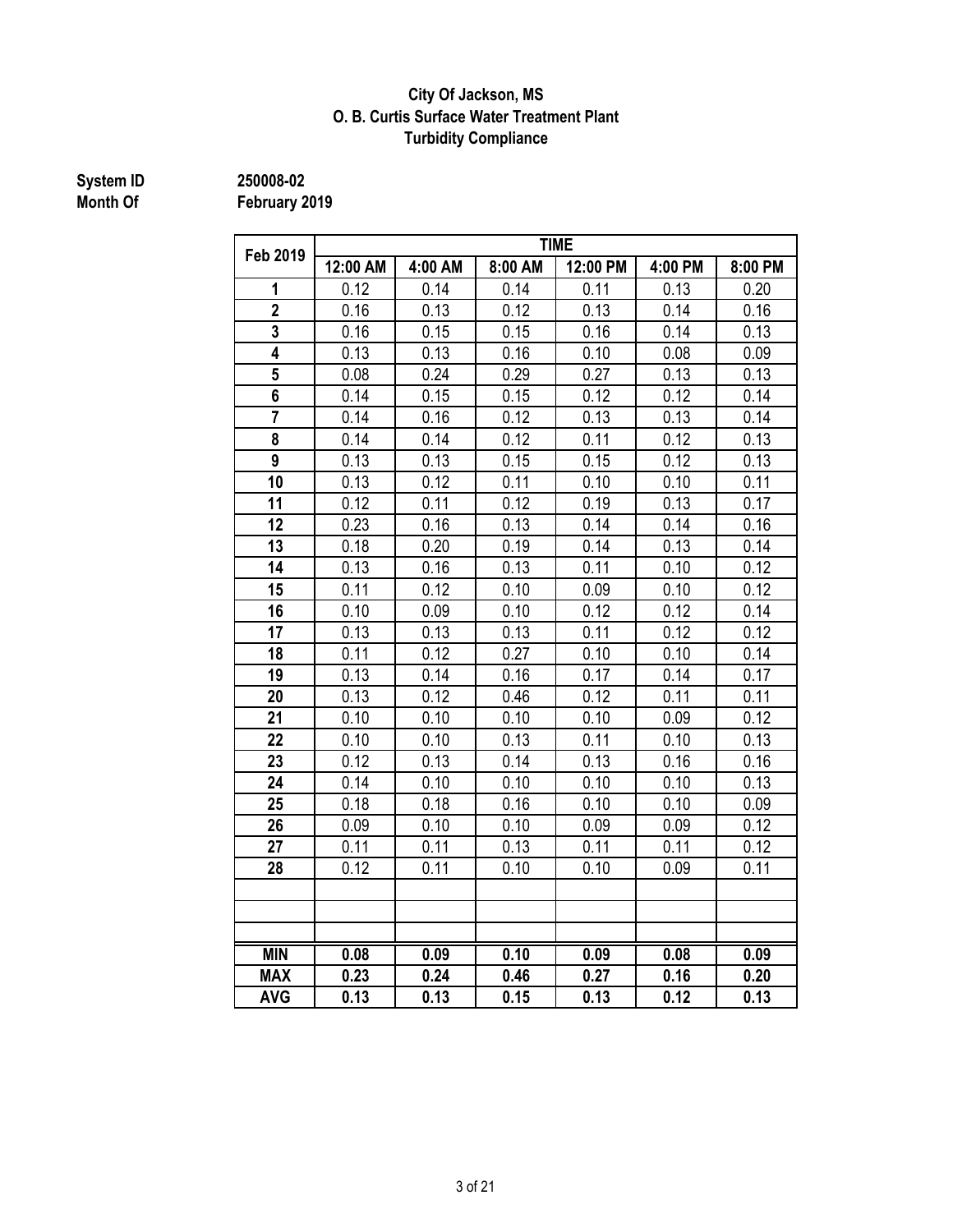**City Of Jackson, MS**
**O. B. Curtis Surface Water Treatment Plant**
**Turbidity Compliance**

**System ID** 250008-02
**Month Of** February 2019

| Feb 2019 | TIME | | | | | |
|---|---|---|---|---|---|---|
| | 12:00 AM | 4:00 AM | 8:00 AM | 12:00 PM | 4:00 PM | 8:00 PM |
| 1 | 0.12 | 0.14 | 0.14 | 0.11 | 0.13 | 0.20 |
| 2 | 0.16 | 0.13 | 0.12 | 0.13 | 0.14 | 0.16 |
| 3 | 0.16 | 0.15 | 0.15 | 0.16 | 0.14 | 0.13 |
| 4 | 0.13 | 0.13 | 0.16 | 0.10 | 0.08 | 0.09 |
| 5 | 0.08 | 0.24 | 0.29 | 0.27 | 0.13 | 0.13 |
| 6 | 0.14 | 0.15 | 0.15 | 0.12 | 0.12 | 0.14 |
| 7 | 0.14 | 0.16 | 0.12 | 0.13 | 0.13 | 0.14 |
| 8 | 0.14 | 0.14 | 0.12 | 0.11 | 0.12 | 0.13 |
| 9 | 0.13 | 0.13 | 0.15 | 0.15 | 0.12 | 0.13 |
| 10 | 0.13 | 0.12 | 0.11 | 0.10 | 0.10 | 0.11 |
| 11 | 0.12 | 0.11 | 0.12 | 0.19 | 0.13 | 0.17 |
| 12 | 0.23 | 0.16 | 0.13 | 0.14 | 0.14 | 0.16 |
| 13 | 0.18 | 0.20 | 0.19 | 0.14 | 0.13 | 0.14 |
| 14 | 0.13 | 0.16 | 0.13 | 0.11 | 0.10 | 0.12 |
| 15 | 0.11 | 0.12 | 0.10 | 0.09 | 0.10 | 0.12 |
| 16 | 0.10 | 0.09 | 0.10 | 0.12 | 0.12 | 0.14 |
| 17 | 0.13 | 0.13 | 0.13 | 0.11 | 0.12 | 0.12 |
| 18 | 0.11 | 0.12 | 0.27 | 0.10 | 0.10 | 0.14 |
| 19 | 0.13 | 0.14 | 0.16 | 0.17 | 0.14 | 0.17 |
| 20 | 0.13 | 0.12 | 0.46 | 0.12 | 0.11 | 0.11 |
| 21 | 0.10 | 0.10 | 0.10 | 0.10 | 0.09 | 0.12 |
| 22 | 0.10 | 0.10 | 0.13 | 0.11 | 0.10 | 0.13 |
| 23 | 0.12 | 0.13 | 0.14 | 0.13 | 0.16 | 0.16 |
| 24 | 0.14 | 0.10 | 0.10 | 0.10 | 0.10 | 0.13 |
| 25 | 0.18 | 0.18 | 0.16 | 0.10 | 0.10 | 0.09 |
| 26 | 0.09 | 0.10 | 0.10 | 0.09 | 0.09 | 0.12 |
| 27 | 0.11 | 0.11 | 0.13 | 0.11 | 0.11 | 0.12 |
| 28 | 0.12 | 0.11 | 0.10 | 0.10 | 0.09 | 0.11 |
| | | | | | | |
| | | | | | | |
| | | | | | | |
| **MIN** | **0.08** | **0.09** | **0.10** | **0.09** | **0.08** | **0.09** |
| **MAX** | **0.23** | **0.24** | **0.46** | **0.27** | **0.16** | **0.20** |
| **AVG** | **0.13** | **0.13** | **0.15** | **0.13** | **0.12** | **0.13** |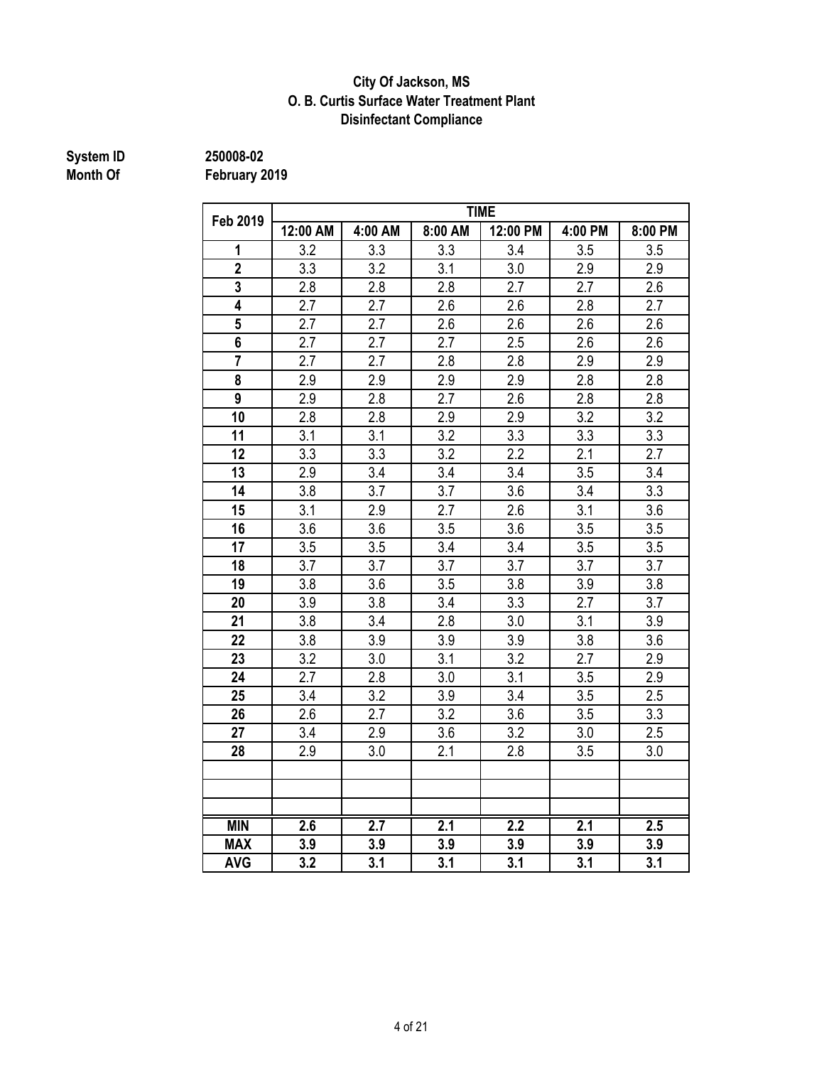**City Of Jackson, MS**
**O. B. Curtis Surface Water Treatment Plant**
**Disinfectant Compliance**

**System ID** 250008-02
**Month Of** February 2019

| Feb 2019 | TIME | | | | | |
|---|---|---|---|---|---|---|
| | 12:00 AM | 4:00 AM | 8:00 AM | 12:00 PM | 4:00 PM | 8:00 PM |
| 1 | 3.2 | 3.3 | 3.3 | 3.4 | 3.5 | 3.5 |
| 2 | 3.3 | 3.2 | 3.1 | 3.0 | 2.9 | 2.9 |
| 3 | 2.8 | 2.8 | 2.8 | 2.7 | 2.7 | 2.6 |
| 4 | 2.7 | 2.7 | 2.6 | 2.6 | 2.8 | 2.7 |
| 5 | 2.7 | 2.7 | 2.6 | 2.6 | 2.6 | 2.6 |
| 6 | 2.7 | 2.7 | 2.7 | 2.5 | 2.6 | 2.6 |
| 7 | 2.7 | 2.7 | 2.8 | 2.8 | 2.9 | 2.9 |
| 8 | 2.9 | 2.9 | 2.9 | 2.9 | 2.8 | 2.8 |
| 9 | 2.9 | 2.8 | 2.7 | 2.6 | 2.8 | 2.8 |
| 10 | 2.8 | 2.8 | 2.9 | 2.9 | 3.2 | 3.2 |
| 11 | 3.1 | 3.1 | 3.2 | 3.3 | 3.3 | 3.3 |
| 12 | 3.3 | 3.3 | 3.2 | 2.2 | 2.1 | 2.7 |
| 13 | 2.9 | 3.4 | 3.4 | 3.4 | 3.5 | 3.4 |
| 14 | 3.8 | 3.7 | 3.7 | 3.6 | 3.4 | 3.3 |
| 15 | 3.1 | 2.9 | 2.7 | 2.6 | 3.1 | 3.6 |
| 16 | 3.6 | 3.6 | 3.5 | 3.6 | 3.5 | 3.5 |
| 17 | 3.5 | 3.5 | 3.4 | 3.4 | 3.5 | 3.5 |
| 18 | 3.7 | 3.7 | 3.7 | 3.7 | 3.7 | 3.7 |
| 19 | 3.8 | 3.6 | 3.5 | 3.8 | 3.9 | 3.8 |
| 20 | 3.9 | 3.8 | 3.4 | 3.3 | 2.7 | 3.7 |
| 21 | 3.8 | 3.4 | 2.8 | 3.0 | 3.1 | 3.9 |
| 22 | 3.8 | 3.9 | 3.9 | 3.9 | 3.8 | 3.6 |
| 23 | 3.2 | 3.0 | 3.1 | 3.2 | 2.7 | 2.9 |
| 24 | 2.7 | 2.8 | 3.0 | 3.1 | 3.5 | 2.9 |
| 25 | 3.4 | 3.2 | 3.9 | 3.4 | 3.5 | 2.5 |
| 26 | 2.6 | 2.7 | 3.2 | 3.6 | 3.5 | 3.3 |
| 27 | 3.4 | 2.9 | 3.6 | 3.2 | 3.0 | 2.5 |
| 28 | 2.9 | 3.0 | 2.1 | 2.8 | 3.5 | 3.0 |
| | | | | | | |
| | | | | | | |
| | | | | | | |
| **MIN** | **2.6** | **2.7** | **2.1** | **2.2** | **2.1** | **2.5** |
| **MAX** | **3.9** | **3.9** | **3.9** | **3.9** | **3.9** | **3.9** |
| **AVG** | **3.2** | **3.1** | **3.1** | **3.1** | **3.1** | **3.1** |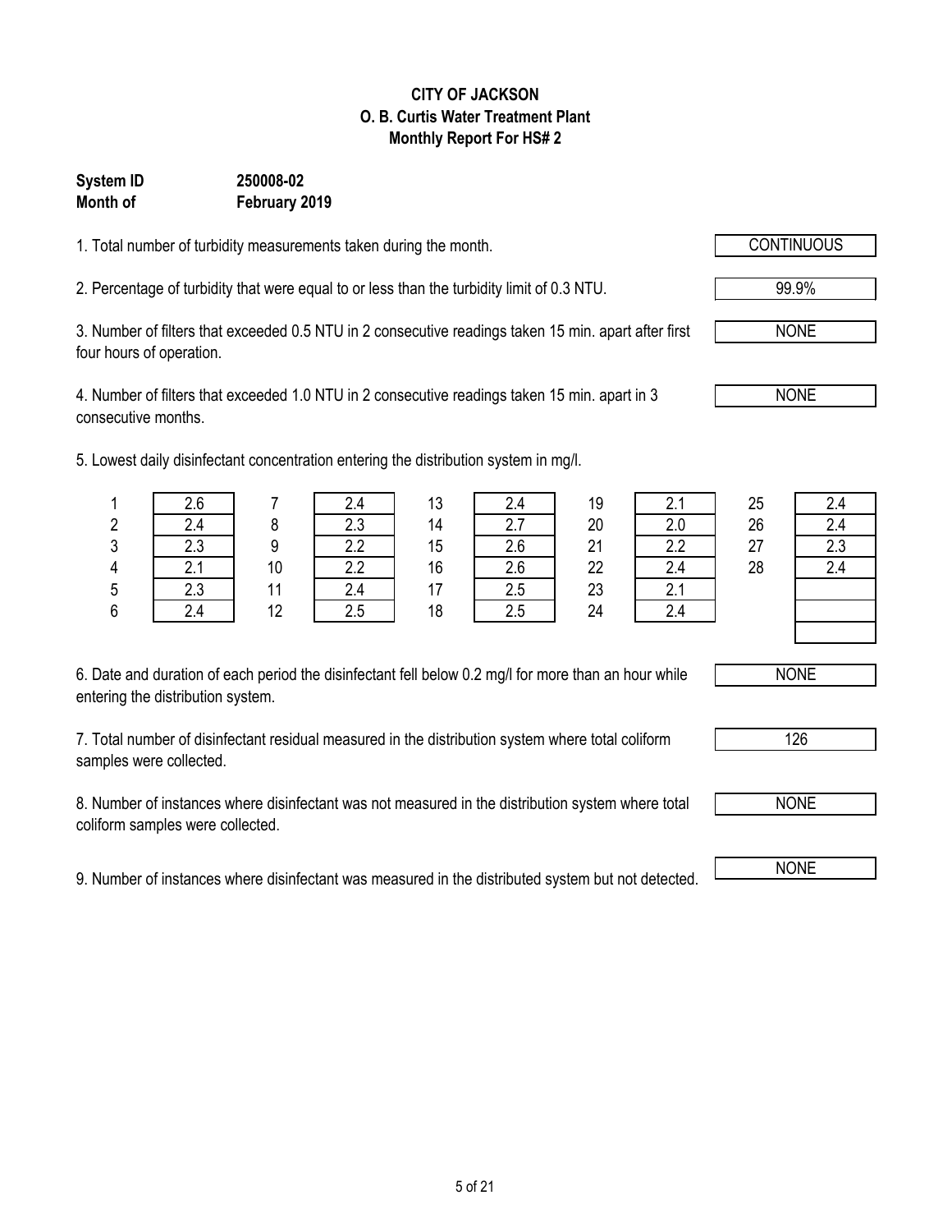**CITY OF JACKSON**
**O. B. Curtis Water Treatment Plant**
**Monthly Report For HS# 2**

**System ID** **250008-02**
**Month of** **February 2019**

1. Total number of turbidity measurements taken during the month. **CONTINUOUS**

2. Percentage of turbidity that were equal to or less than the turbidity limit of 0.3 NTU. **99.9%**

3. Number of filters that exceeded 0.5 NTU in 2 consecutive readings taken 15 min. apart after first four hours of operation. **NONE**

4. Number of filters that exceeded 1.0 NTU in 2 consecutive readings taken 15 min. apart in 3 consecutive months. **NONE**

5. Lowest daily disinfectant concentration entering the distribution system in mg/l.

| Day | mg/l | Day | mg/l | Day | mg/l | Day | mg/l | Day | mg/l |
|---|---|---|---|---|---|---|---|---|---|
| 1 | 2.6 | 7 | 2.4 | 13 | 2.4 | 19 | 2.1 | 25 | 2.4 |
| 2 | 2.4 | 8 | 2.3 | 14 | 2.7 | 20 | 2.0 | 26 | 2.4 |
| 3 | 2.3 | 9 | 2.2 | 15 | 2.6 | 21 | 2.2 | 27 | 2.3 |
| 4 | 2.1 | 10 | 2.2 | 16 | 2.6 | 22 | 2.4 | 28 | 2.4 |
| 5 | 2.3 | 11 | 2.4 | 17 | 2.5 | 23 | 2.1 | | |
| 6 | 2.4 | 12 | 2.5 | 18 | 2.5 | 24 | 2.4 | | |

6. Date and duration of each period the disinfectant fell below 0.2 mg/l for more than an hour while entering the distribution system. **NONE**

7. Total number of disinfectant residual measured in the distribution system where total coliform samples were collected. **126**

8. Number of instances where disinfectant was not measured in the distribution system where total coliform samples were collected. **NONE**

9. Number of instances where disinfectant was measured in the distributed system but not detected. **NONE**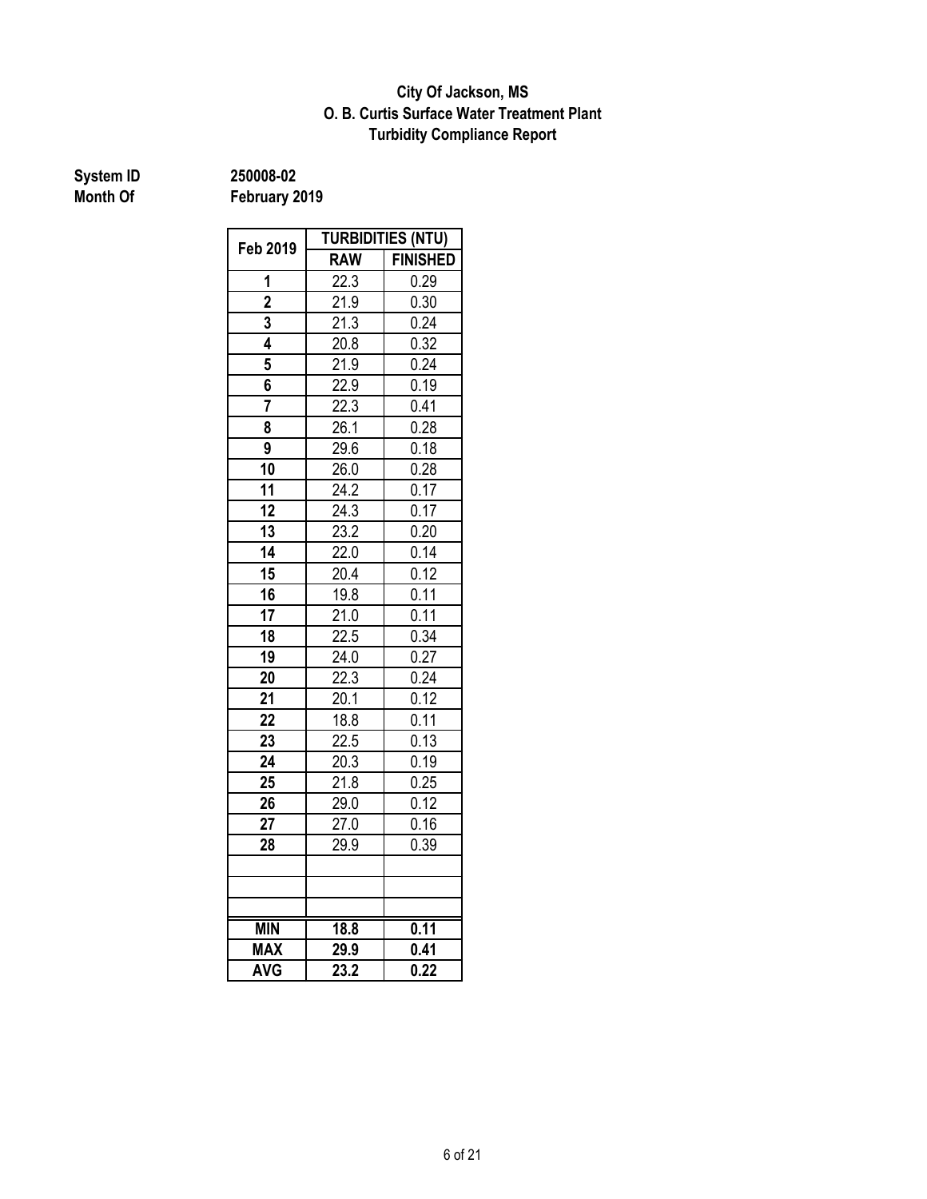**City Of Jackson, MS**
**O. B. Curtis Surface Water Treatment Plant**
**Turbidity Compliance Report**

**System ID** **250008-02**
**Month Of** **February 2019**

| Feb 2019 | TURBIDITIES (NTU) | |
|---|---|---|
| | RAW | FINISHED |
| 1 | 22.3 | 0.29 |
| 2 | 21.9 | 0.30 |
| 3 | 21.3 | 0.24 |
| 4 | 20.8 | 0.32 |
| 5 | 21.9 | 0.24 |
| 6 | 22.9 | 0.19 |
| 7 | 22.3 | 0.41 |
| 8 | 26.1 | 0.28 |
| 9 | 29.6 | 0.18 |
| 10 | 26.0 | 0.28 |
| 11 | 24.2 | 0.17 |
| 12 | 24.3 | 0.17 |
| 13 | 23.2 | 0.20 |
| 14 | 22.0 | 0.14 |
| 15 | 20.4 | 0.12 |
| 16 | 19.8 | 0.11 |
| 17 | 21.0 | 0.11 |
| 18 | 22.5 | 0.34 |
| 19 | 24.0 | 0.27 |
| 20 | 22.3 | 0.24 |
| 21 | 20.1 | 0.12 |
| 22 | 18.8 | 0.11 |
| 23 | 22.5 | 0.13 |
| 24 | 20.3 | 0.19 |
| 25 | 21.8 | 0.25 |
| 26 | 29.0 | 0.12 |
| 27 | 27.0 | 0.16 |
| 28 | 29.9 | 0.39 |
| | | |
| | | |
| | | |
| **MIN** | **18.8** | **0.11** |
| **MAX** | **29.9** | **0.41** |
| **AVG** | **23.2** | **0.22** |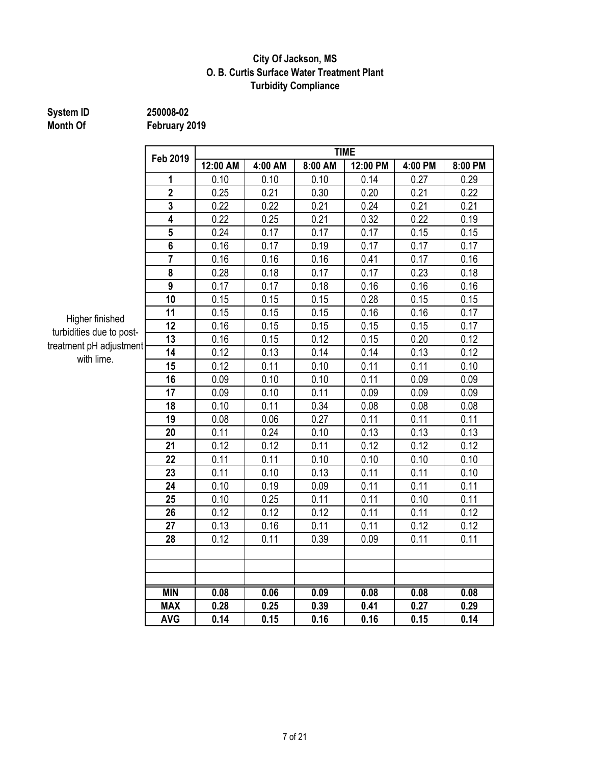**City Of Jackson, MS**
**O. B. Curtis Surface Water Treatment Plant**
**Turbidity Compliance**

**System ID** 250008-02
**Month Of** February 2019

Higher finished turbidities due to post-treatment pH adjustment with lime.

| Feb 2019 | TIME | | | | | |
|---|---|---|---|---|---|---|
| | 12:00 AM | 4:00 AM | 8:00 AM | 12:00 PM | 4:00 PM | 8:00 PM |
| 1 | 0.10 | 0.10 | 0.10 | 0.14 | 0.27 | 0.29 |
| 2 | 0.25 | 0.21 | 0.30 | 0.20 | 0.21 | 0.22 |
| 3 | 0.22 | 0.22 | 0.21 | 0.24 | 0.21 | 0.21 |
| 4 | 0.22 | 0.25 | 0.21 | 0.32 | 0.22 | 0.19 |
| 5 | 0.24 | 0.17 | 0.17 | 0.17 | 0.15 | 0.15 |
| 6 | 0.16 | 0.17 | 0.19 | 0.17 | 0.17 | 0.17 |
| 7 | 0.16 | 0.16 | 0.16 | 0.41 | 0.17 | 0.16 |
| 8 | 0.28 | 0.18 | 0.17 | 0.17 | 0.23 | 0.18 |
| 9 | 0.17 | 0.17 | 0.18 | 0.16 | 0.16 | 0.16 |
| 10 | 0.15 | 0.15 | 0.15 | 0.28 | 0.15 | 0.15 |
| 11 | 0.15 | 0.15 | 0.15 | 0.16 | 0.16 | 0.17 |
| 12 | 0.16 | 0.15 | 0.15 | 0.15 | 0.15 | 0.17 |
| 13 | 0.16 | 0.15 | 0.12 | 0.15 | 0.20 | 0.12 |
| 14 | 0.12 | 0.13 | 0.14 | 0.14 | 0.13 | 0.12 |
| 15 | 0.12 | 0.11 | 0.10 | 0.11 | 0.11 | 0.10 |
| 16 | 0.09 | 0.10 | 0.10 | 0.11 | 0.09 | 0.09 |
| 17 | 0.09 | 0.10 | 0.11 | 0.09 | 0.09 | 0.09 |
| 18 | 0.10 | 0.11 | 0.34 | 0.08 | 0.08 | 0.08 |
| 19 | 0.08 | 0.06 | 0.27 | 0.11 | 0.11 | 0.11 |
| 20 | 0.11 | 0.24 | 0.10 | 0.13 | 0.13 | 0.13 |
| 21 | 0.12 | 0.12 | 0.11 | 0.12 | 0.12 | 0.12 |
| 22 | 0.11 | 0.11 | 0.10 | 0.10 | 0.10 | 0.10 |
| 23 | 0.11 | 0.10 | 0.13 | 0.11 | 0.11 | 0.10 |
| 24 | 0.10 | 0.19 | 0.09 | 0.11 | 0.11 | 0.11 |
| 25 | 0.10 | 0.25 | 0.11 | 0.11 | 0.10 | 0.11 |
| 26 | 0.12 | 0.12 | 0.12 | 0.11 | 0.11 | 0.12 |
| 27 | 0.13 | 0.16 | 0.11 | 0.11 | 0.12 | 0.12 |
| 28 | 0.12 | 0.11 | 0.39 | 0.09 | 0.11 | 0.11 |
| | | | | | | |
| | | | | | | |
| | | | | | | |
| **MIN** | **0.08** | **0.06** | **0.09** | **0.08** | **0.08** | **0.08** |
| **MAX** | **0.28** | **0.25** | **0.39** | **0.41** | **0.27** | **0.29** |
| **AVG** | **0.14** | **0.15** | **0.16** | **0.16** | **0.15** | **0.14** |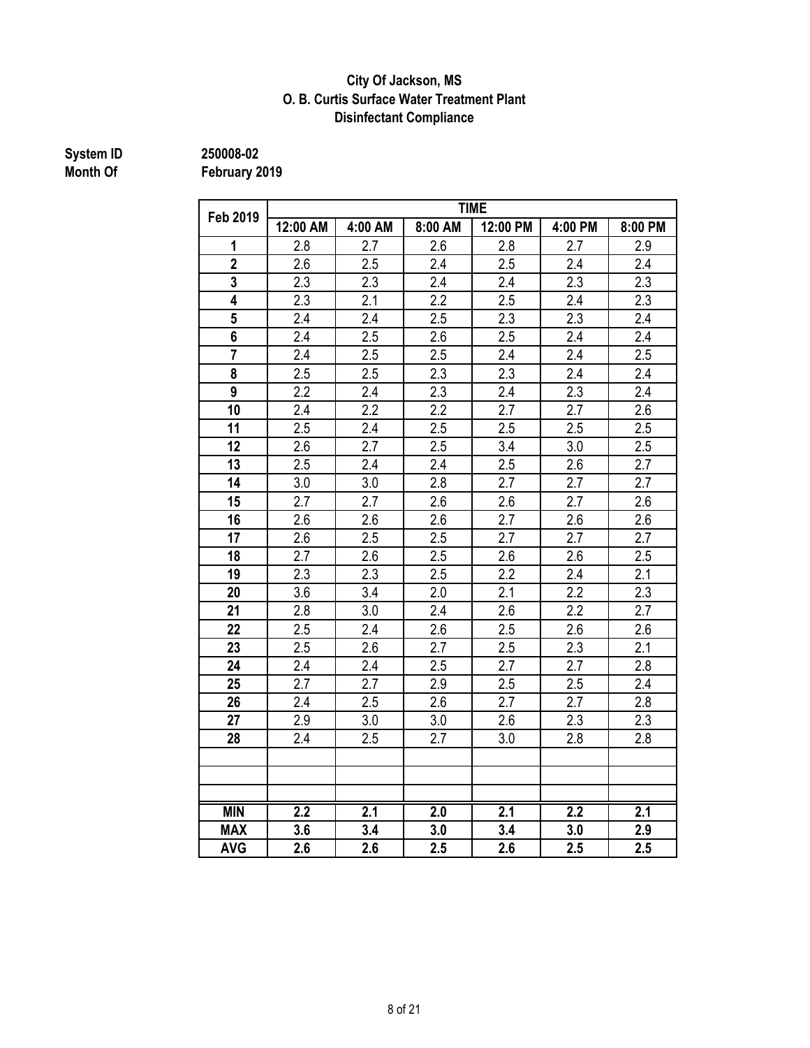**City Of Jackson, MS**
**O. B. Curtis Surface Water Treatment Plant**
**Disinfectant Compliance**

**System ID** 250008-02
**Month Of** February 2019

| Feb 2019 | TIME | | | | | |
|---|---|---|---|---|---|---|
| | 12:00 AM | 4:00 AM | 8:00 AM | 12:00 PM | 4:00 PM | 8:00 PM |
| 1 | 2.8 | 2.7 | 2.6 | 2.8 | 2.7 | 2.9 |
| 2 | 2.6 | 2.5 | 2.4 | 2.5 | 2.4 | 2.4 |
| 3 | 2.3 | 2.3 | 2.4 | 2.4 | 2.3 | 2.3 |
| 4 | 2.3 | 2.1 | 2.2 | 2.5 | 2.4 | 2.3 |
| 5 | 2.4 | 2.4 | 2.5 | 2.3 | 2.3 | 2.4 |
| 6 | 2.4 | 2.5 | 2.6 | 2.5 | 2.4 | 2.4 |
| 7 | 2.4 | 2.5 | 2.5 | 2.4 | 2.4 | 2.5 |
| 8 | 2.5 | 2.5 | 2.3 | 2.3 | 2.4 | 2.4 |
| 9 | 2.2 | 2.4 | 2.3 | 2.4 | 2.3 | 2.4 |
| 10 | 2.4 | 2.2 | 2.2 | 2.7 | 2.7 | 2.6 |
| 11 | 2.5 | 2.4 | 2.5 | 2.5 | 2.5 | 2.5 |
| 12 | 2.6 | 2.7 | 2.5 | 3.4 | 3.0 | 2.5 |
| 13 | 2.5 | 2.4 | 2.4 | 2.5 | 2.6 | 2.7 |
| 14 | 3.0 | 3.0 | 2.8 | 2.7 | 2.7 | 2.7 |
| 15 | 2.7 | 2.7 | 2.6 | 2.6 | 2.7 | 2.6 |
| 16 | 2.6 | 2.6 | 2.6 | 2.7 | 2.6 | 2.6 |
| 17 | 2.6 | 2.5 | 2.5 | 2.7 | 2.7 | 2.7 |
| 18 | 2.7 | 2.6 | 2.5 | 2.6 | 2.6 | 2.5 |
| 19 | 2.3 | 2.3 | 2.5 | 2.2 | 2.4 | 2.1 |
| 20 | 3.6 | 3.4 | 2.0 | 2.1 | 2.2 | 2.3 |
| 21 | 2.8 | 3.0 | 2.4 | 2.6 | 2.2 | 2.7 |
| 22 | 2.5 | 2.4 | 2.6 | 2.5 | 2.6 | 2.6 |
| 23 | 2.5 | 2.6 | 2.7 | 2.5 | 2.3 | 2.1 |
| 24 | 2.4 | 2.4 | 2.5 | 2.7 | 2.7 | 2.8 |
| 25 | 2.7 | 2.7 | 2.9 | 2.5 | 2.5 | 2.4 |
| 26 | 2.4 | 2.5 | 2.6 | 2.7 | 2.7 | 2.8 |
| 27 | 2.9 | 3.0 | 3.0 | 2.6 | 2.3 | 2.3 |
| 28 | 2.4 | 2.5 | 2.7 | 3.0 | 2.8 | 2.8 |
| | | | | | | |
| | | | | | | |
| | | | | | | |
| **MIN** | **2.2** | **2.1** | **2.0** | **2.1** | **2.2** | **2.1** |
| **MAX** | **3.6** | **3.4** | **3.0** | **3.4** | **3.0** | **2.9** |
| **AVG** | **2.6** | **2.6** | **2.5** | **2.6** | **2.5** | **2.5** |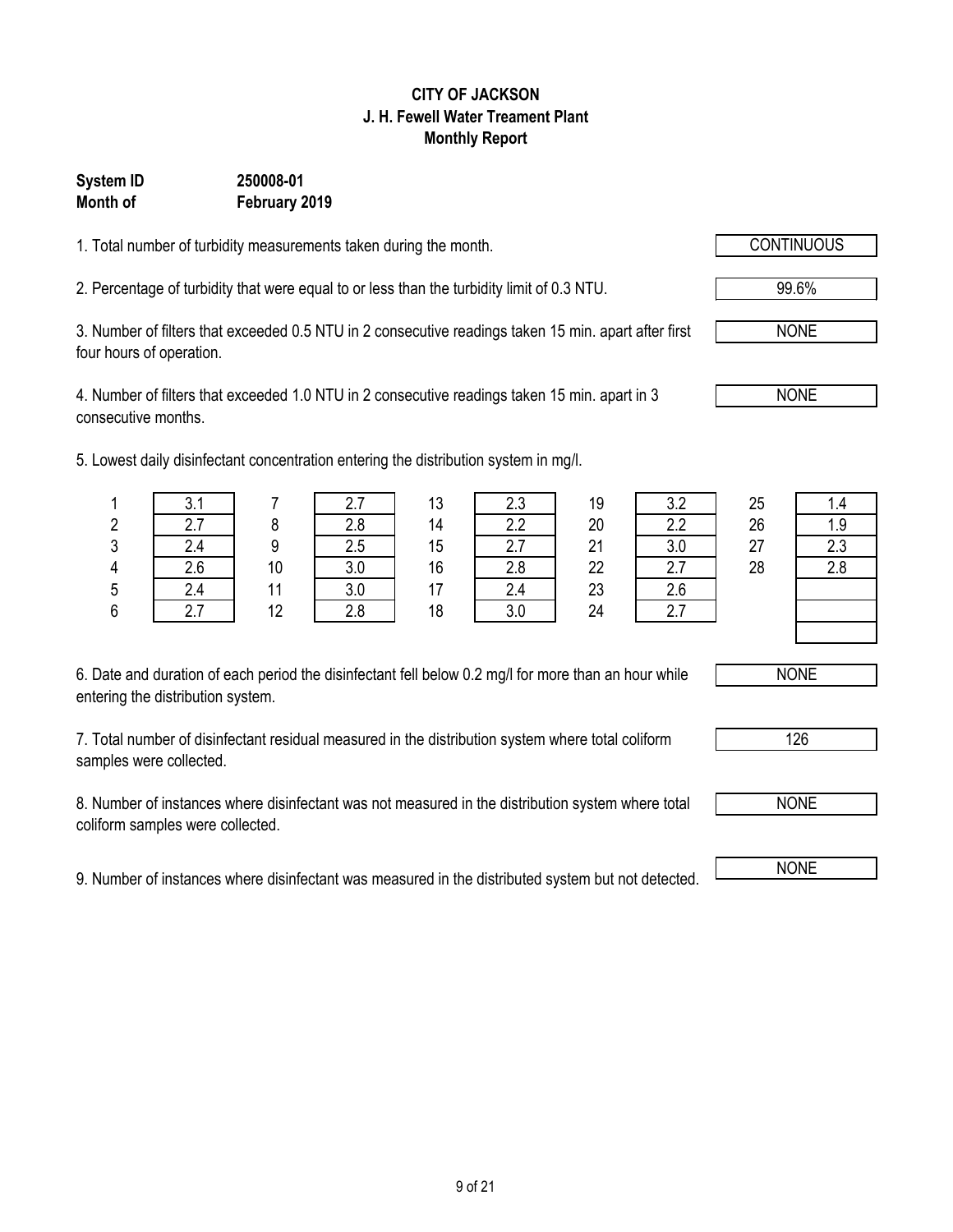**CITY OF JACKSON**
**J. H. Fewell Water Treament Plant**
**Monthly Report**

**System ID** **250008-01**
**Month of** **February 2019**

1. Total number of turbidity measurements taken during the month. CONTINUOUS

2. Percentage of turbidity that were equal to or less than the turbidity limit of 0.3 NTU. 99.6%

3. Number of filters that exceeded 0.5 NTU in 2 consecutive readings taken 15 min. apart after first four hours of operation. NONE

4. Number of filters that exceeded 1.0 NTU in 2 consecutive readings taken 15 min. apart in 3 consecutive months. NONE

5. Lowest daily disinfectant concentration entering the distribution system in mg/l.

| Day | mg/l | Day | mg/l | Day | mg/l | Day | mg/l | Day | mg/l |
|---|---|---|---|---|---|---|---|---|---|
| 1 | 3.1 | 7 | 2.7 | 13 | 2.3 | 19 | 3.2 | 25 | 1.4 |
| 2 | 2.7 | 8 | 2.8 | 14 | 2.2 | 20 | 2.2 | 26 | 1.9 |
| 3 | 2.4 | 9 | 2.5 | 15 | 2.7 | 21 | 3.0 | 27 | 2.3 |
| 4 | 2.6 | 10 | 3.0 | 16 | 2.8 | 22 | 2.7 | 28 | 2.8 |
| 5 | 2.4 | 11 | 3.0 | 17 | 2.4 | 23 | 2.6 | | |
| 6 | 2.7 | 12 | 2.8 | 18 | 3.0 | 24 | 2.7 | | |

6. Date and duration of each period the disinfectant fell below 0.2 mg/l for more than an hour while entering the distribution system. NONE

7. Total number of disinfectant residual measured in the distribution system where total coliform samples were collected. 126

8. Number of instances where disinfectant was not measured in the distribution system where total coliform samples were collected. NONE

9. Number of instances where disinfectant was measured in the distributed system but not detected. NONE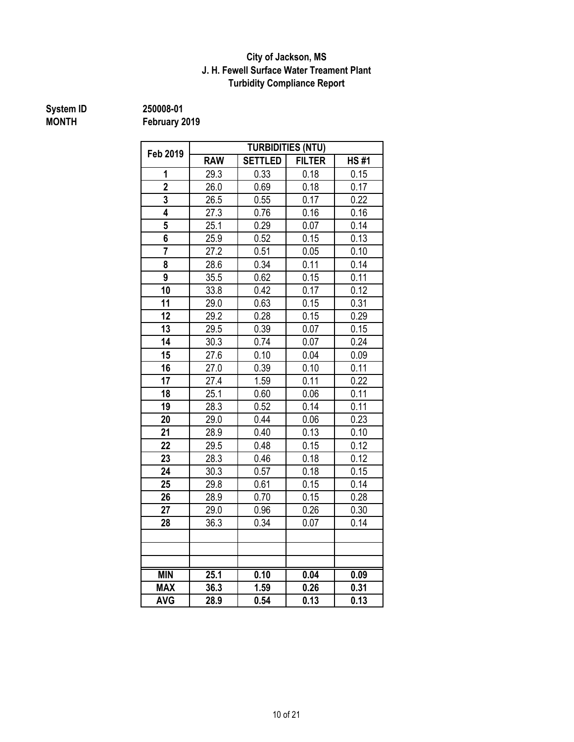**City of Jackson, MS**
**J. H. Fewell Surface Water Treament Plant**
**Turbidity Compliance Report**

**System ID** 250008-01
**MONTH** February 2019

| Feb 2019 | TURBIDITIES (NTU) | | | |
|---|---|---|---|---|
| | RAW | SETTLED | FILTER | HS #1 |
| 1 | 29.3 | 0.33 | 0.18 | 0.15 |
| 2 | 26.0 | 0.69 | 0.18 | 0.17 |
| 3 | 26.5 | 0.55 | 0.17 | 0.22 |
| 4 | 27.3 | 0.76 | 0.16 | 0.16 |
| 5 | 25.1 | 0.29 | 0.07 | 0.14 |
| 6 | 25.9 | 0.52 | 0.15 | 0.13 |
| 7 | 27.2 | 0.51 | 0.05 | 0.10 |
| 8 | 28.6 | 0.34 | 0.11 | 0.14 |
| 9 | 35.5 | 0.62 | 0.15 | 0.11 |
| 10 | 33.8 | 0.42 | 0.17 | 0.12 |
| 11 | 29.0 | 0.63 | 0.15 | 0.31 |
| 12 | 29.2 | 0.28 | 0.15 | 0.29 |
| 13 | 29.5 | 0.39 | 0.07 | 0.15 |
| 14 | 30.3 | 0.74 | 0.07 | 0.24 |
| 15 | 27.6 | 0.10 | 0.04 | 0.09 |
| 16 | 27.0 | 0.39 | 0.10 | 0.11 |
| 17 | 27.4 | 1.59 | 0.11 | 0.22 |
| 18 | 25.1 | 0.60 | 0.06 | 0.11 |
| 19 | 28.3 | 0.52 | 0.14 | 0.11 |
| 20 | 29.0 | 0.44 | 0.06 | 0.23 |
| 21 | 28.9 | 0.40 | 0.13 | 0.10 |
| 22 | 29.5 | 0.48 | 0.15 | 0.12 |
| 23 | 28.3 | 0.46 | 0.18 | 0.12 |
| 24 | 30.3 | 0.57 | 0.18 | 0.15 |
| 25 | 29.8 | 0.61 | 0.15 | 0.14 |
| 26 | 28.9 | 0.70 | 0.15 | 0.28 |
| 27 | 29.0 | 0.96 | 0.26 | 0.30 |
| 28 | 36.3 | 0.34 | 0.07 | 0.14 |
| | | | | |
| | | | | |
| | | | | |
| **MIN** | **25.1** | **0.10** | **0.04** | **0.09** |
| **MAX** | **36.3** | **1.59** | **0.26** | **0.31** |
| **AVG** | **28.9** | **0.54** | **0.13** | **0.13** |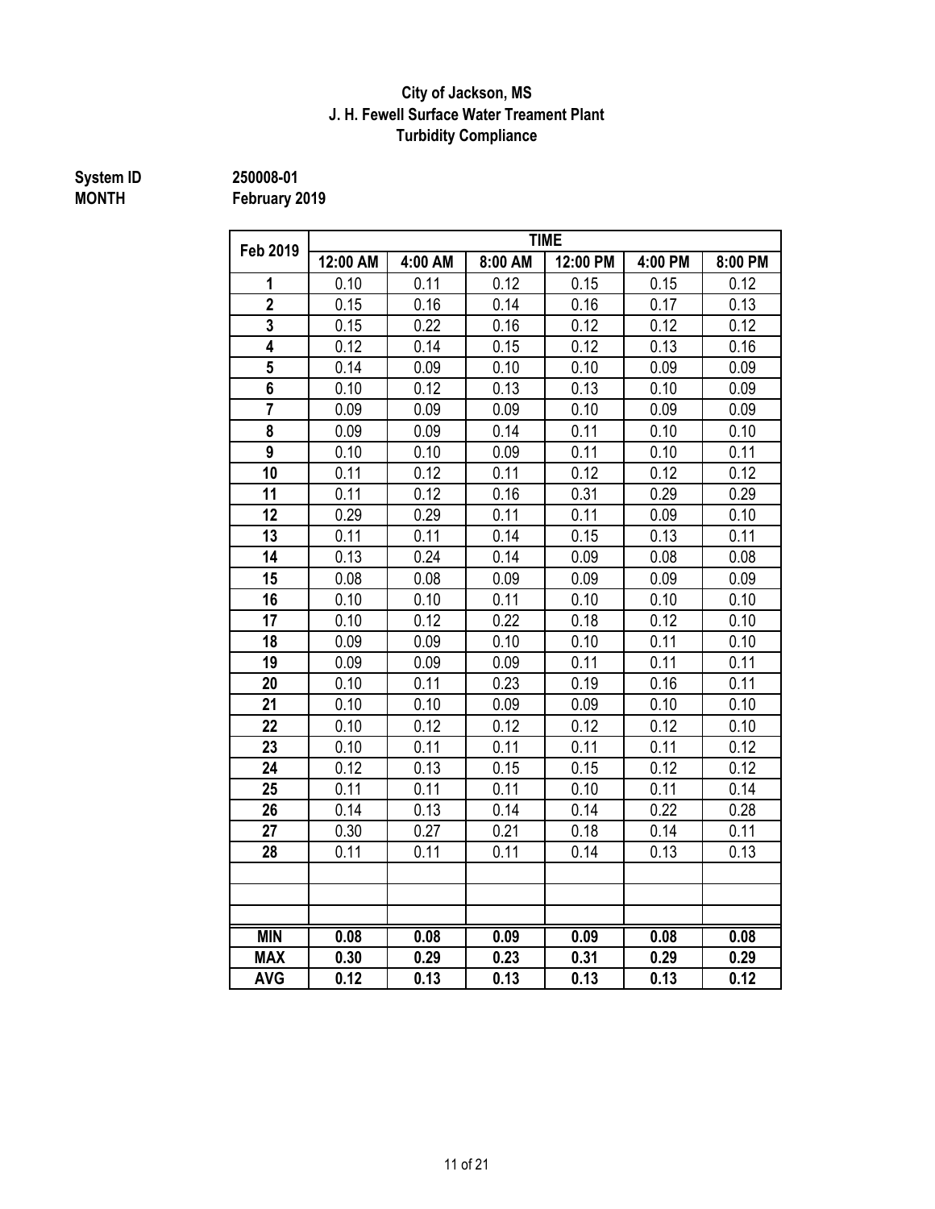**City of Jackson, MS**
**J. H. Fewell Surface Water Treament Plant**
**Turbidity Compliance**

**System ID** 250008-01
**MONTH** February 2019

| Feb 2019 | TIME | | | | | |
|---|---|---|---|---|---|---|
| | 12:00 AM | 4:00 AM | 8:00 AM | 12:00 PM | 4:00 PM | 8:00 PM |
| 1 | 0.10 | 0.11 | 0.12 | 0.15 | 0.15 | 0.12 |
| 2 | 0.15 | 0.16 | 0.14 | 0.16 | 0.17 | 0.13 |
| 3 | 0.15 | 0.22 | 0.16 | 0.12 | 0.12 | 0.12 |
| 4 | 0.12 | 0.14 | 0.15 | 0.12 | 0.13 | 0.16 |
| 5 | 0.14 | 0.09 | 0.10 | 0.10 | 0.09 | 0.09 |
| 6 | 0.10 | 0.12 | 0.13 | 0.13 | 0.10 | 0.09 |
| 7 | 0.09 | 0.09 | 0.09 | 0.10 | 0.09 | 0.09 |
| 8 | 0.09 | 0.09 | 0.14 | 0.11 | 0.10 | 0.10 |
| 9 | 0.10 | 0.10 | 0.09 | 0.11 | 0.10 | 0.11 |
| 10 | 0.11 | 0.12 | 0.11 | 0.12 | 0.12 | 0.12 |
| 11 | 0.11 | 0.12 | 0.16 | 0.31 | 0.29 | 0.29 |
| 12 | 0.29 | 0.29 | 0.11 | 0.11 | 0.09 | 0.10 |
| 13 | 0.11 | 0.11 | 0.14 | 0.15 | 0.13 | 0.11 |
| 14 | 0.13 | 0.24 | 0.14 | 0.09 | 0.08 | 0.08 |
| 15 | 0.08 | 0.08 | 0.09 | 0.09 | 0.09 | 0.09 |
| 16 | 0.10 | 0.10 | 0.11 | 0.10 | 0.10 | 0.10 |
| 17 | 0.10 | 0.12 | 0.22 | 0.18 | 0.12 | 0.10 |
| 18 | 0.09 | 0.09 | 0.10 | 0.10 | 0.11 | 0.10 |
| 19 | 0.09 | 0.09 | 0.09 | 0.11 | 0.11 | 0.11 |
| 20 | 0.10 | 0.11 | 0.23 | 0.19 | 0.16 | 0.11 |
| 21 | 0.10 | 0.10 | 0.09 | 0.09 | 0.10 | 0.10 |
| 22 | 0.10 | 0.12 | 0.12 | 0.12 | 0.12 | 0.10 |
| 23 | 0.10 | 0.11 | 0.11 | 0.11 | 0.11 | 0.12 |
| 24 | 0.12 | 0.13 | 0.15 | 0.15 | 0.12 | 0.12 |
| 25 | 0.11 | 0.11 | 0.11 | 0.10 | 0.11 | 0.14 |
| 26 | 0.14 | 0.13 | 0.14 | 0.14 | 0.22 | 0.28 |
| 27 | 0.30 | 0.27 | 0.21 | 0.18 | 0.14 | 0.11 |
| 28 | 0.11 | 0.11 | 0.11 | 0.14 | 0.13 | 0.13 |
| | | | | | | |
| | | | | | | |
| | | | | | | |
| **MIN** | **0.08** | **0.08** | **0.09** | **0.09** | **0.08** | **0.08** |
| **MAX** | **0.30** | **0.29** | **0.23** | **0.31** | **0.29** | **0.29** |
| **AVG** | **0.12** | **0.13** | **0.13** | **0.13** | **0.13** | **0.12** |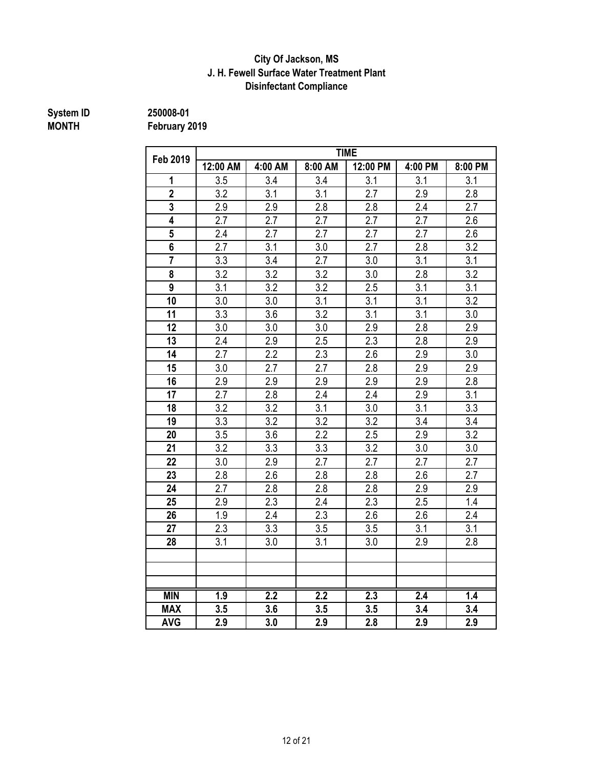**City Of Jackson, MS**
**J. H. Fewell Surface Water Treatment Plant**
**Disinfectant Compliance**

**System ID** 250008-01
**MONTH** February 2019

| Feb 2019 | TIME | | | | | |
|---|---|---|---|---|---|---|
| | 12:00 AM | 4:00 AM | 8:00 AM | 12:00 PM | 4:00 PM | 8:00 PM |
| 1 | 3.5 | 3.4 | 3.4 | 3.1 | 3.1 | 3.1 |
| 2 | 3.2 | 3.1 | 3.1 | 2.7 | 2.9 | 2.8 |
| 3 | 2.9 | 2.9 | 2.8 | 2.8 | 2.4 | 2.7 |
| 4 | 2.7 | 2.7 | 2.7 | 2.7 | 2.7 | 2.6 |
| 5 | 2.4 | 2.7 | 2.7 | 2.7 | 2.7 | 2.6 |
| 6 | 2.7 | 3.1 | 3.0 | 2.7 | 2.8 | 3.2 |
| 7 | 3.3 | 3.4 | 2.7 | 3.0 | 3.1 | 3.1 |
| 8 | 3.2 | 3.2 | 3.2 | 3.0 | 2.8 | 3.2 |
| 9 | 3.1 | 3.2 | 3.2 | 2.5 | 3.1 | 3.1 |
| 10 | 3.0 | 3.0 | 3.1 | 3.1 | 3.1 | 3.2 |
| 11 | 3.3 | 3.6 | 3.2 | 3.1 | 3.1 | 3.0 |
| 12 | 3.0 | 3.0 | 3.0 | 2.9 | 2.8 | 2.9 |
| 13 | 2.4 | 2.9 | 2.5 | 2.3 | 2.8 | 2.9 |
| 14 | 2.7 | 2.2 | 2.3 | 2.6 | 2.9 | 3.0 |
| 15 | 3.0 | 2.7 | 2.7 | 2.8 | 2.9 | 2.9 |
| 16 | 2.9 | 2.9 | 2.9 | 2.9 | 2.9 | 2.8 |
| 17 | 2.7 | 2.8 | 2.4 | 2.4 | 2.9 | 3.1 |
| 18 | 3.2 | 3.2 | 3.1 | 3.0 | 3.1 | 3.3 |
| 19 | 3.3 | 3.2 | 3.2 | 3.2 | 3.4 | 3.4 |
| 20 | 3.5 | 3.6 | 2.2 | 2.5 | 2.9 | 3.2 |
| 21 | 3.2 | 3.3 | 3.3 | 3.2 | 3.0 | 3.0 |
| 22 | 3.0 | 2.9 | 2.7 | 2.7 | 2.7 | 2.7 |
| 23 | 2.8 | 2.6 | 2.8 | 2.8 | 2.6 | 2.7 |
| 24 | 2.7 | 2.8 | 2.8 | 2.8 | 2.9 | 2.9 |
| 25 | 2.9 | 2.3 | 2.4 | 2.3 | 2.5 | 1.4 |
| 26 | 1.9 | 2.4 | 2.3 | 2.6 | 2.6 | 2.4 |
| 27 | 2.3 | 3.3 | 3.5 | 3.5 | 3.1 | 3.1 |
| 28 | 3.1 | 3.0 | 3.1 | 3.0 | 2.9 | 2.8 |
| | | | | | | |
| | | | | | | |
| | | | | | | |
| **MIN** | **1.9** | **2.2** | **2.2** | **2.3** | **2.4** | **1.4** |
| **MAX** | **3.5** | **3.6** | **3.5** | **3.5** | **3.4** | **3.4** |
| **AVG** | **2.9** | **3.0** | **2.9** | **2.8** | **2.9** | **2.9** |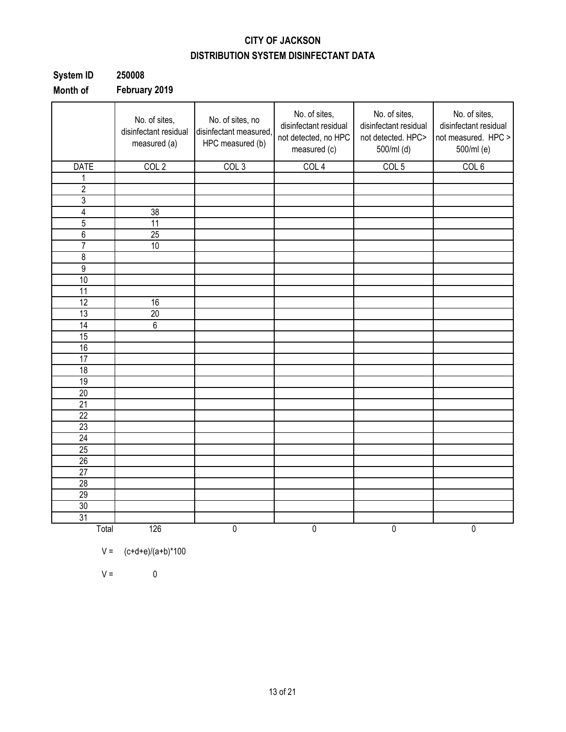# CITY OF JACKSON
## DISTRIBUTION SYSTEM DISINFECTANT DATA

**System ID** **250008**
**Month of** **February 2019**

| | No. of sites, disinfectant residual measured (a) | No. of sites, no disinfectant measured, HPC measured (b) | No. of sites, disinfectant residual not detected, no HPC measured (c) | No. of sites, disinfectant residual not detected. HPC> 500/ml (d) | No. of sites, disinfectant residual not measured. HPC > 500/ml (e) |
|---|---|---|---|---|---|
| DATE | COL 2 | COL 3 | COL 4 | COL 5 | COL 6 |
| 1 | | | | | |
| 2 | | | | | |
| 3 | | | | | |
| 4 | 38 | | | | |
| 5 | 11 | | | | |
| 6 | 25 | | | | |
| 7 | 10 | | | | |
| 8 | | | | | |
| 9 | | | | | |
| 10 | | | | | |
| 11 | | | | | |
| 12 | 16 | | | | |
| 13 | 20 | | | | |
| 14 | 6 | | | | |
| 15 | | | | | |
| 16 | | | | | |
| 17 | | | | | |
| 18 | | | | | |
| 19 | | | | | |
| 20 | | | | | |
| 21 | | | | | |
| 22 | | | | | |
| 23 | | | | | |
| 24 | | | | | |
| 25 | | | | | |
| 26 | | | | | |
| 27 | | | | | |
| 28 | | | | | |
| 29 | | | | | |
| 30 | | | | | |
| 31 | | | | | |
| Total | 126 | 0 | 0 | 0 | 0 |

V = (c+d+e)/(a+b)*100

V = 0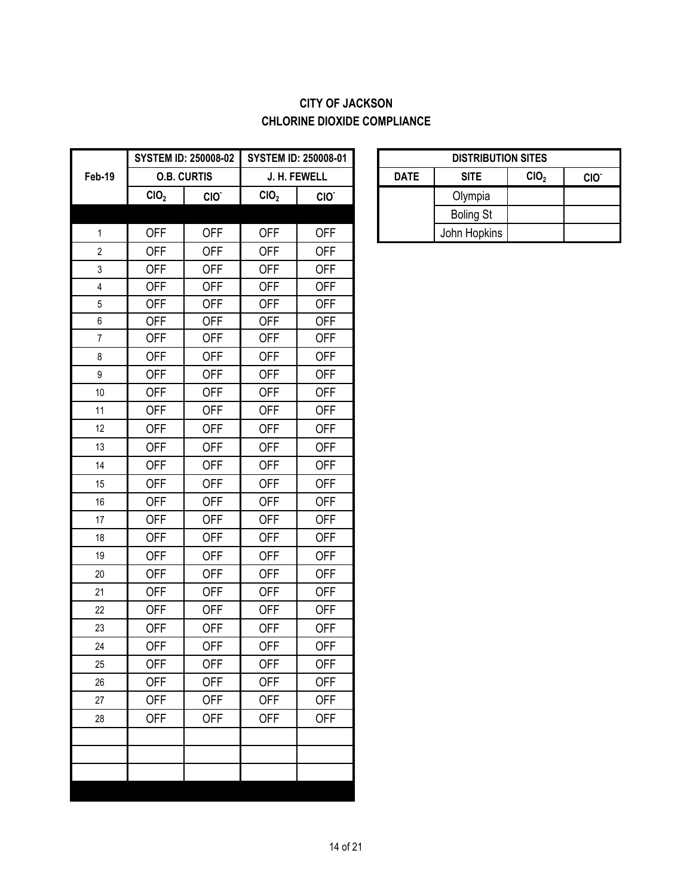# CITY OF JACKSON
## CHLORINE DIOXIDE COMPLIANCE

| Feb-19 | SYSTEM ID: 250008-02 O.B. CURTIS | | SYSTEM ID: 250008-01 J. H. FEWELL | |
|---|---|---|---|---|
| | $ClO_2$ | $ClO^-$ | $ClO_2$ | $ClO^-$ |
| 1 | OFF | OFF | OFF | OFF |
| 2 | OFF | OFF | OFF | OFF |
| 3 | OFF | OFF | OFF | OFF |
| 4 | OFF | OFF | OFF | OFF |
| 5 | OFF | OFF | OFF | OFF |
| 6 | OFF | OFF | OFF | OFF |
| 7 | OFF | OFF | OFF | OFF |
| 8 | OFF | OFF | OFF | OFF |
| 9 | OFF | OFF | OFF | OFF |
| 10 | OFF | OFF | OFF | OFF |
| 11 | OFF | OFF | OFF | OFF |
| 12 | OFF | OFF | OFF | OFF |
| 13 | OFF | OFF | OFF | OFF |
| 14 | OFF | OFF | OFF | OFF |
| 15 | OFF | OFF | OFF | OFF |
| 16 | OFF | OFF | OFF | OFF |
| 17 | OFF | OFF | OFF | OFF |
| 18 | OFF | OFF | OFF | OFF |
| 19 | OFF | OFF | OFF | OFF |
| 20 | OFF | OFF | OFF | OFF |
| 21 | OFF | OFF | OFF | OFF |
| 22 | OFF | OFF | OFF | OFF |
| 23 | OFF | OFF | OFF | OFF |
| 24 | OFF | OFF | OFF | OFF |
| 25 | OFF | OFF | OFF | OFF |
| 26 | OFF | OFF | OFF | OFF |
| 27 | OFF | OFF | OFF | OFF |
| 28 | OFF | OFF | OFF | OFF |
| | | | | |
| | | | | |
| | | | | |

| DISTRIBUTION SITES | | | |
|---|---|---|---|
| DATE | SITE | $ClO_2$ | $ClO^-$ |
| | Olympia | | |
| | Boling St | | |
| | John Hopkins | | |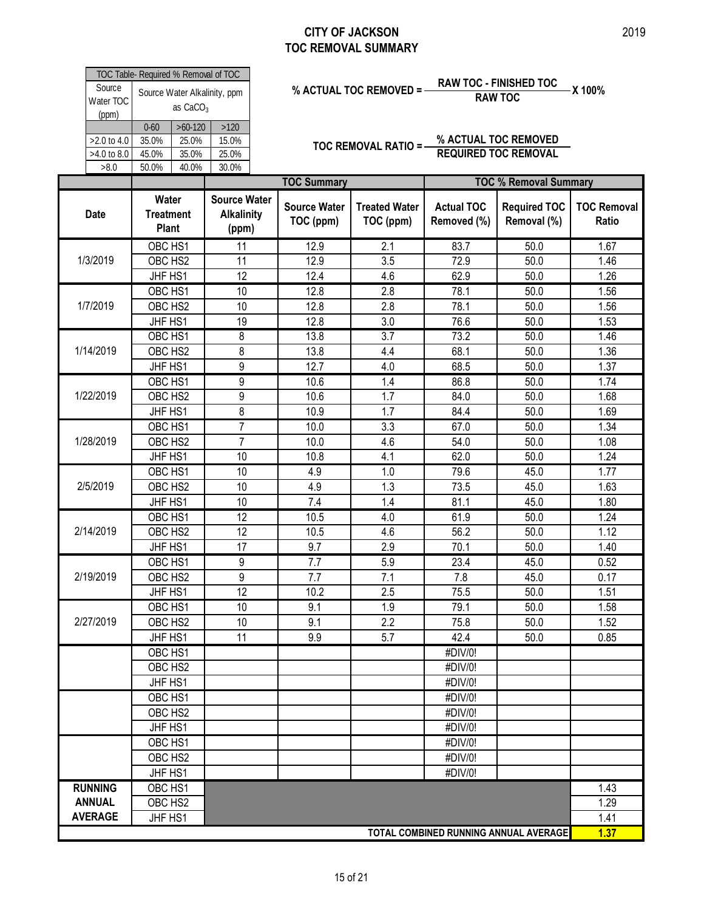# CITY OF JACKSON
# TOC REMOVAL SUMMARY

2019

| TOC Table- Required % Removal of TOC | | | |
|---|---|---|---|
| Source Water TOC (ppm) | Source Water Alkalinity, ppm as $CaCO_3$ | | |
| | 0-60 | >60-120 | >120 |
| >2.0 to 4.0 | 35.0% | 25.0% | 15.0% |
| >4.0 to 8.0 | 45.0% | 35.0% | 25.0% |
| >8.0 | 50.0% | 40.0% | 30.0% |

$$\% \text{ ACTUAL TOC REMOVED} = \frac{\text{RAW TOC - FINISHED TOC}}{\text{RAW TOC}} \times 100\%$$

$$\text{TOC REMOVAL RATIO} = \frac{\% \text{ ACTUAL TOC REMOVED}}{\text{REQUIRED TOC REMOVAL}}$$

| | | | TOC Summary | | TOC % Removal Summary | | |
|---|---|---|---|---|---|---|---|
| Date | Water Treatment Plant | Source Water Alkalinity (ppm) | Source Water TOC (ppm) | Treated Water TOC (ppm) | Actual TOC Removed (%) | Required TOC Removal (%) | TOC Removal Ratio |
| 1/3/2019 | OBC HS1 | 11 | 12.9 | 2.1 | 83.7 | 50.0 | 1.67 |
| | OBC HS2 | 11 | 12.9 | 3.5 | 72.9 | 50.0 | 1.46 |
| | JHF HS1 | 12 | 12.4 | 4.6 | 62.9 | 50.0 | 1.26 |
| 1/7/2019 | OBC HS1 | 10 | 12.8 | 2.8 | 78.1 | 50.0 | 1.56 |
| | OBC HS2 | 10 | 12.8 | 2.8 | 78.1 | 50.0 | 1.56 |
| | JHF HS1 | 19 | 12.8 | 3.0 | 76.6 | 50.0 | 1.53 |
| 1/14/2019 | OBC HS1 | 8 | 13.8 | 3.7 | 73.2 | 50.0 | 1.46 |
| | OBC HS2 | 8 | 13.8 | 4.4 | 68.1 | 50.0 | 1.36 |
| | JHF HS1 | 9 | 12.7 | 4.0 | 68.5 | 50.0 | 1.37 |
| 1/22/2019 | OBC HS1 | 9 | 10.6 | 1.4 | 86.8 | 50.0 | 1.74 |
| | OBC HS2 | 9 | 10.6 | 1.7 | 84.0 | 50.0 | 1.68 |
| | JHF HS1 | 8 | 10.9 | 1.7 | 84.4 | 50.0 | 1.69 |
| 1/28/2019 | OBC HS1 | 7 | 10.0 | 3.3 | 67.0 | 50.0 | 1.34 |
| | OBC HS2 | 7 | 10.0 | 4.6 | 54.0 | 50.0 | 1.08 |
| | JHF HS1 | 10 | 10.8 | 4.1 | 62.0 | 50.0 | 1.24 |
| 2/5/2019 | OBC HS1 | 10 | 4.9 | 1.0 | 79.6 | 45.0 | 1.77 |
| | OBC HS2 | 10 | 4.9 | 1.3 | 73.5 | 45.0 | 1.63 |
| | JHF HS1 | 10 | 7.4 | 1.4 | 81.1 | 45.0 | 1.80 |
| 2/14/2019 | OBC HS1 | 12 | 10.5 | 4.0 | 61.9 | 50.0 | 1.24 |
| | OBC HS2 | 12 | 10.5 | 4.6 | 56.2 | 50.0 | 1.12 |
| | JHF HS1 | 17 | 9.7 | 2.9 | 70.1 | 50.0 | 1.40 |
| 2/19/2019 | OBC HS1 | 9 | 7.7 | 5.9 | 23.4 | 45.0 | 0.52 |
| | OBC HS2 | 9 | 7.7 | 7.1 | 7.8 | 45.0 | 0.17 |
| | JHF HS1 | 12 | 10.2 | 2.5 | 75.5 | 50.0 | 1.51 |
| 2/27/2019 | OBC HS1 | 10 | 9.1 | 1.9 | 79.1 | 50.0 | 1.58 |
| | OBC HS2 | 10 | 9.1 | 2.2 | 75.8 | 50.0 | 1.52 |
| | JHF HS1 | 11 | 9.9 | 5.7 | 42.4 | 50.0 | 0.85 |
| | OBC HS1 | | | | #DIV/0! | | |
| | OBC HS2 | | | | #DIV/0! | | |
| | JHF HS1 | | | | #DIV/0! | | |
| | OBC HS1 | | | | #DIV/0! | | |
| | OBC HS2 | | | | #DIV/0! | | |
| | JHF HS1 | | | | #DIV/0! | | |
| | OBC HS1 | | | | #DIV/0! | | |
| | OBC HS2 | | | | #DIV/0! | | |
| | JHF HS1 | | | | #DIV/0! | | |
| RUNNING ANNUAL AVERAGE | OBC HS1 | | | | | | 1.43 |
| | OBC HS2 | | | | | | 1.29 |
| | JHF HS1 | | | | | | 1.41 |
| TOTAL COMBINED RUNNING ANNUAL AVERAGE | | | | | | | **1.37** |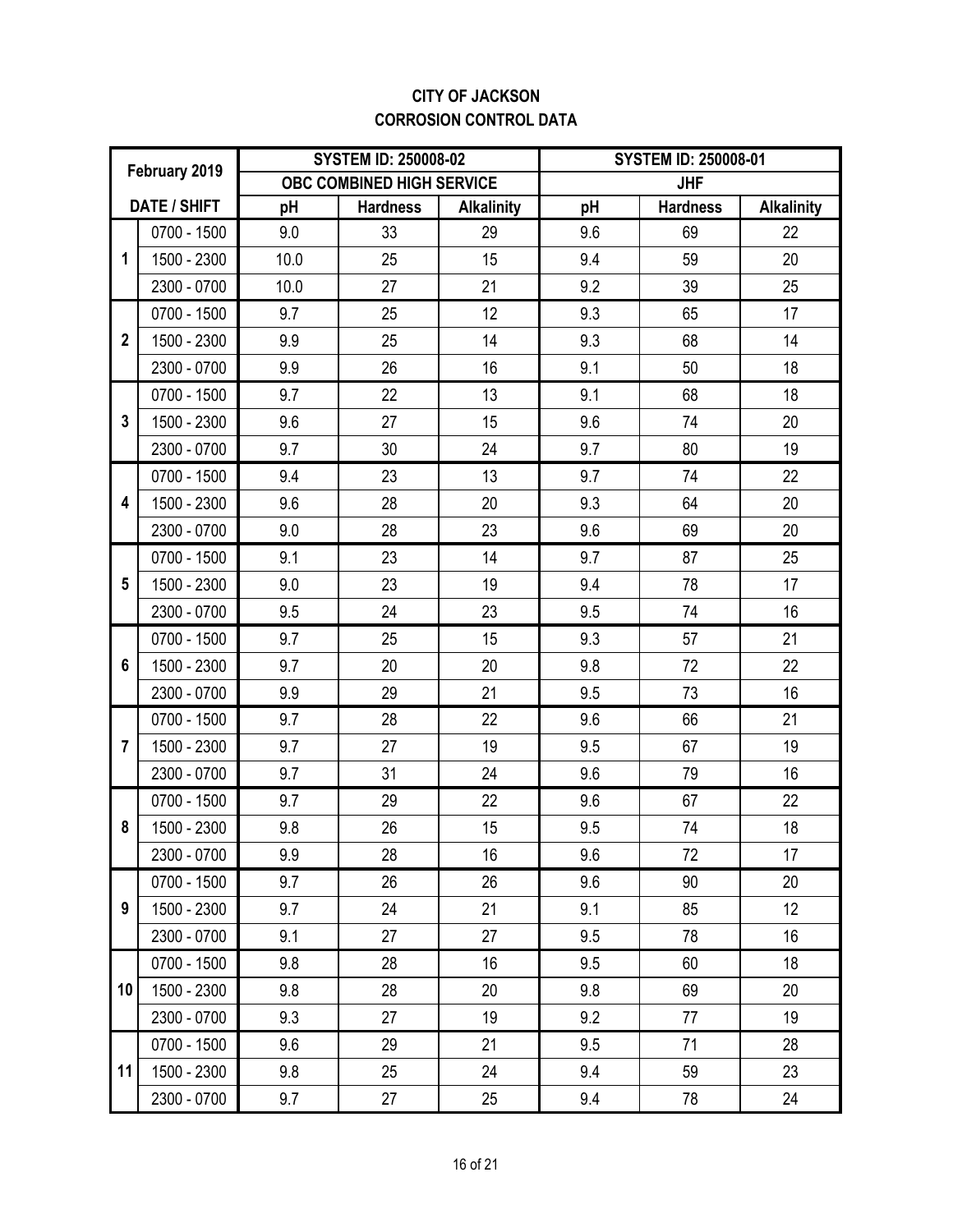**CITY OF JACKSON**
**CORROSION CONTROL DATA**

| February 2019 | | SYSTEM ID: 250008-02 | | | SYSTEM ID: 250008-01 | | |
|---|---|---|---|---|---|---|---|
| | | OBC COMBINED HIGH SERVICE | | | JHF | | |
| DATE / SHIFT | | pH | Hardness | Alkalinity | pH | Hardness | Alkalinity |
| 1 | 0700 - 1500 | 9.0 | 33 | 29 | 9.6 | 69 | 22 |
| | 1500 - 2300 | 10.0 | 25 | 15 | 9.4 | 59 | 20 |
| | 2300 - 0700 | 10.0 | 27 | 21 | 9.2 | 39 | 25 |
| 2 | 0700 - 1500 | 9.7 | 25 | 12 | 9.3 | 65 | 17 |
| | 1500 - 2300 | 9.9 | 25 | 14 | 9.3 | 68 | 14 |
| | 2300 - 0700 | 9.9 | 26 | 16 | 9.1 | 50 | 18 |
| 3 | 0700 - 1500 | 9.7 | 22 | 13 | 9.1 | 68 | 18 |
| | 1500 - 2300 | 9.6 | 27 | 15 | 9.6 | 74 | 20 |
| | 2300 - 0700 | 9.7 | 30 | 24 | 9.7 | 80 | 19 |
| 4 | 0700 - 1500 | 9.4 | 23 | 13 | 9.7 | 74 | 22 |
| | 1500 - 2300 | 9.6 | 28 | 20 | 9.3 | 64 | 20 |
| | 2300 - 0700 | 9.0 | 28 | 23 | 9.6 | 69 | 20 |
| 5 | 0700 - 1500 | 9.1 | 23 | 14 | 9.7 | 87 | 25 |
| | 1500 - 2300 | 9.0 | 23 | 19 | 9.4 | 78 | 17 |
| | 2300 - 0700 | 9.5 | 24 | 23 | 9.5 | 74 | 16 |
| 6 | 0700 - 1500 | 9.7 | 25 | 15 | 9.3 | 57 | 21 |
| | 1500 - 2300 | 9.7 | 20 | 20 | 9.8 | 72 | 22 |
| | 2300 - 0700 | 9.9 | 29 | 21 | 9.5 | 73 | 16 |
| 7 | 0700 - 1500 | 9.7 | 28 | 22 | 9.6 | 66 | 21 |
| | 1500 - 2300 | 9.7 | 27 | 19 | 9.5 | 67 | 19 |
| | 2300 - 0700 | 9.7 | 31 | 24 | 9.6 | 79 | 16 |
| 8 | 0700 - 1500 | 9.7 | 29 | 22 | 9.6 | 67 | 22 |
| | 1500 - 2300 | 9.8 | 26 | 15 | 9.5 | 74 | 18 |
| | 2300 - 0700 | 9.9 | 28 | 16 | 9.6 | 72 | 17 |
| 9 | 0700 - 1500 | 9.7 | 26 | 26 | 9.6 | 90 | 20 |
| | 1500 - 2300 | 9.7 | 24 | 21 | 9.1 | 85 | 12 |
| | 2300 - 0700 | 9.1 | 27 | 27 | 9.5 | 78 | 16 |
| 10 | 0700 - 1500 | 9.8 | 28 | 16 | 9.5 | 60 | 18 |
| | 1500 - 2300 | 9.8 | 28 | 20 | 9.8 | 69 | 20 |
| | 2300 - 0700 | 9.3 | 27 | 19 | 9.2 | 77 | 19 |
| 11 | 0700 - 1500 | 9.6 | 29 | 21 | 9.5 | 71 | 28 |
| | 1500 - 2300 | 9.8 | 25 | 24 | 9.4 | 59 | 23 |
| | 2300 - 0700 | 9.7 | 27 | 25 | 9.4 | 78 | 24 |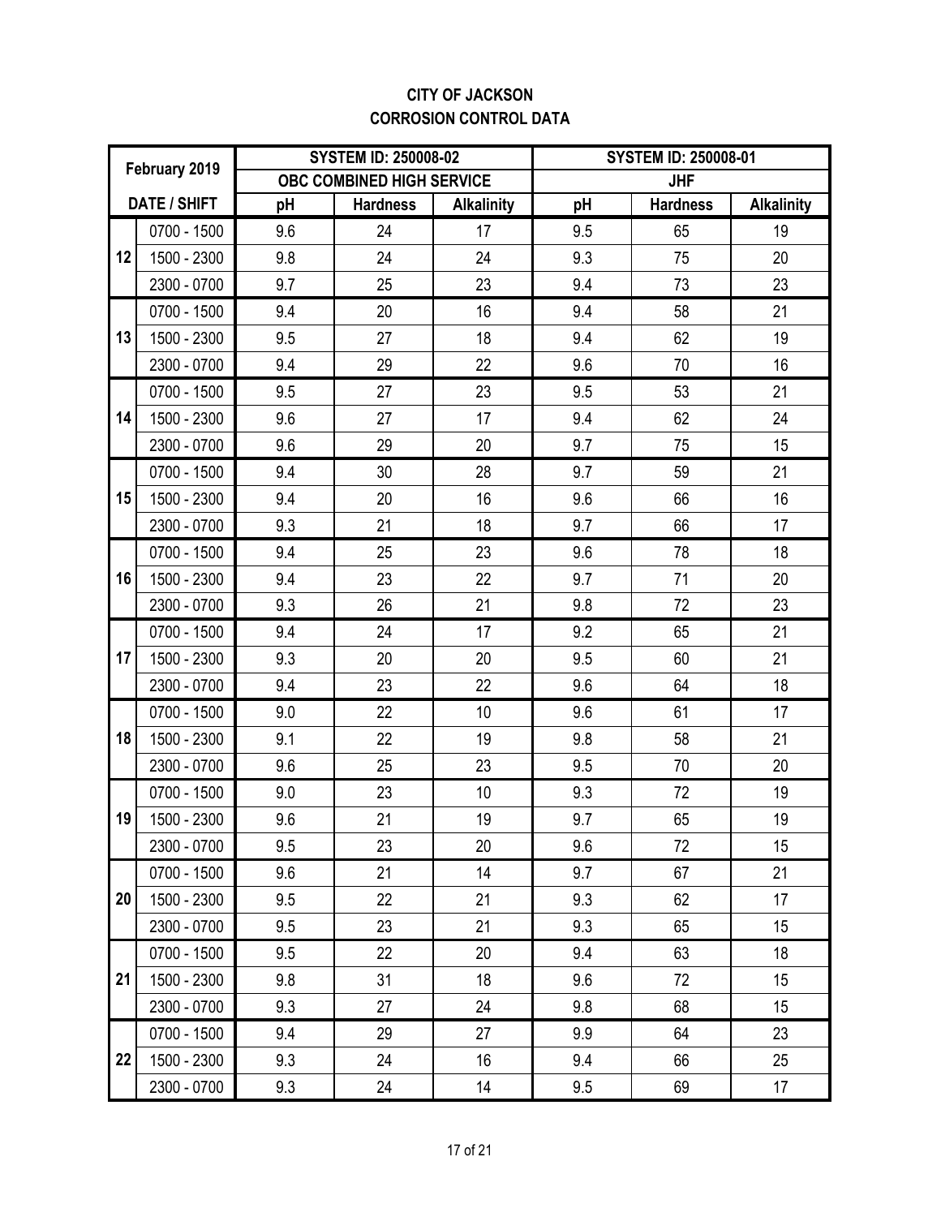**CITY OF JACKSON**
**CORROSION CONTROL DATA**

| February 2019 | | SYSTEM ID: 250008-02 | | | SYSTEM ID: 250008-01 | | |
|---|---|---|---|---|---|---|---|
| | | OBC COMBINED HIGH SERVICE | | | JHF | | |
| DATE / SHIFT | | pH | Hardness | Alkalinity | pH | Hardness | Alkalinity |
| 12 | 0700 - 1500 | 9.6 | 24 | 17 | 9.5 | 65 | 19 |
| | 1500 - 2300 | 9.8 | 24 | 24 | 9.3 | 75 | 20 |
| | 2300 - 0700 | 9.7 | 25 | 23 | 9.4 | 73 | 23 |
| 13 | 0700 - 1500 | 9.4 | 20 | 16 | 9.4 | 58 | 21 |
| | 1500 - 2300 | 9.5 | 27 | 18 | 9.4 | 62 | 19 |
| | 2300 - 0700 | 9.4 | 29 | 22 | 9.6 | 70 | 16 |
| 14 | 0700 - 1500 | 9.5 | 27 | 23 | 9.5 | 53 | 21 |
| | 1500 - 2300 | 9.6 | 27 | 17 | 9.4 | 62 | 24 |
| | 2300 - 0700 | 9.6 | 29 | 20 | 9.7 | 75 | 15 |
| 15 | 0700 - 1500 | 9.4 | 30 | 28 | 9.7 | 59 | 21 |
| | 1500 - 2300 | 9.4 | 20 | 16 | 9.6 | 66 | 16 |
| | 2300 - 0700 | 9.3 | 21 | 18 | 9.7 | 66 | 17 |
| 16 | 0700 - 1500 | 9.4 | 25 | 23 | 9.6 | 78 | 18 |
| | 1500 - 2300 | 9.4 | 23 | 22 | 9.7 | 71 | 20 |
| | 2300 - 0700 | 9.3 | 26 | 21 | 9.8 | 72 | 23 |
| 17 | 0700 - 1500 | 9.4 | 24 | 17 | 9.2 | 65 | 21 |
| | 1500 - 2300 | 9.3 | 20 | 20 | 9.5 | 60 | 21 |
| | 2300 - 0700 | 9.4 | 23 | 22 | 9.6 | 64 | 18 |
| 18 | 0700 - 1500 | 9.0 | 22 | 10 | 9.6 | 61 | 17 |
| | 1500 - 2300 | 9.1 | 22 | 19 | 9.8 | 58 | 21 |
| | 2300 - 0700 | 9.6 | 25 | 23 | 9.5 | 70 | 20 |
| 19 | 0700 - 1500 | 9.0 | 23 | 10 | 9.3 | 72 | 19 |
| | 1500 - 2300 | 9.6 | 21 | 19 | 9.7 | 65 | 19 |
| | 2300 - 0700 | 9.5 | 23 | 20 | 9.6 | 72 | 15 |
| 20 | 0700 - 1500 | 9.6 | 21 | 14 | 9.7 | 67 | 21 |
| | 1500 - 2300 | 9.5 | 22 | 21 | 9.3 | 62 | 17 |
| | 2300 - 0700 | 9.5 | 23 | 21 | 9.3 | 65 | 15 |
| 21 | 0700 - 1500 | 9.5 | 22 | 20 | 9.4 | 63 | 18 |
| | 1500 - 2300 | 9.8 | 31 | 18 | 9.6 | 72 | 15 |
| | 2300 - 0700 | 9.3 | 27 | 24 | 9.8 | 68 | 15 |
| 22 | 0700 - 1500 | 9.4 | 29 | 27 | 9.9 | 64 | 23 |
| | 1500 - 2300 | 9.3 | 24 | 16 | 9.4 | 66 | 25 |
| | 2300 - 0700 | 9.3 | 24 | 14 | 9.5 | 69 | 17 |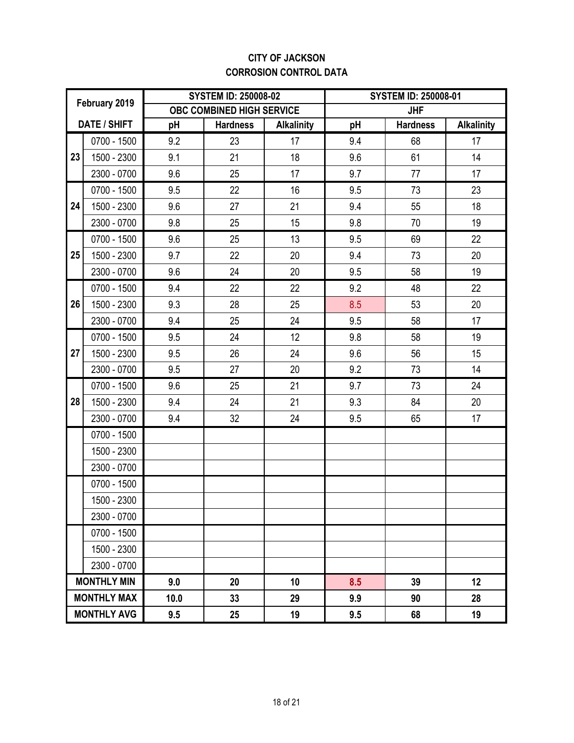**CITY OF JACKSON**
**CORROSION CONTROL DATA**

| February 2019 | | SYSTEM ID: 250008-02 | | | SYSTEM ID: 250008-01 | | |
|---|---|---|---|---|---|---|---|
| | | OBC COMBINED HIGH SERVICE | | | JHF | | |
| DATE / SHIFT | | pH | Hardness | Alkalinity | pH | Hardness | Alkalinity |
| 23 | 0700 - 1500 | 9.2 | 23 | 17 | 9.4 | 68 | 17 |
| | 1500 - 2300 | 9.1 | 21 | 18 | 9.6 | 61 | 14 |
| | 2300 - 0700 | 9.6 | 25 | 17 | 9.7 | 77 | 17 |
| 24 | 0700 - 1500 | 9.5 | 22 | 16 | 9.5 | 73 | 23 |
| | 1500 - 2300 | 9.6 | 27 | 21 | 9.4 | 55 | 18 |
| | 2300 - 0700 | 9.8 | 25 | 15 | 9.8 | 70 | 19 |
| 25 | 0700 - 1500 | 9.6 | 25 | 13 | 9.5 | 69 | 22 |
| | 1500 - 2300 | 9.7 | 22 | 20 | 9.4 | 73 | 20 |
| | 2300 - 0700 | 9.6 | 24 | 20 | 9.5 | 58 | 19 |
| 26 | 0700 - 1500 | 9.4 | 22 | 22 | 9.2 | 48 | 22 |
| | 1500 - 2300 | 9.3 | 28 | 25 | 8.5 | 53 | 20 |
| | 2300 - 0700 | 9.4 | 25 | 24 | 9.5 | 58 | 17 |
| 27 | 0700 - 1500 | 9.5 | 24 | 12 | 9.8 | 58 | 19 |
| | 1500 - 2300 | 9.5 | 26 | 24 | 9.6 | 56 | 15 |
| | 2300 - 0700 | 9.5 | 27 | 20 | 9.2 | 73 | 14 |
| 28 | 0700 - 1500 | 9.6 | 25 | 21 | 9.7 | 73 | 24 |
| | 1500 - 2300 | 9.4 | 24 | 21 | 9.3 | 84 | 20 |
| | 2300 - 0700 | 9.4 | 32 | 24 | 9.5 | 65 | 17 |
| | 0700 - 1500 | | | | | | |
| | 1500 - 2300 | | | | | | |
| | 2300 - 0700 | | | | | | |
| | 0700 - 1500 | | | | | | |
| | 1500 - 2300 | | | | | | |
| | 2300 - 0700 | | | | | | |
| | 0700 - 1500 | | | | | | |
| | 1500 - 2300 | | | | | | |
| | 2300 - 0700 | | | | | | |
| **MONTHLY MIN** | | **9.0** | **20** | **10** | **8.5** | **39** | **12** |
| **MONTHLY MAX** | | **10.0** | **33** | **29** | **9.9** | **90** | **28** |
| **MONTHLY AVG** | | **9.5** | **25** | **19** | **9.5** | **68** | **19** |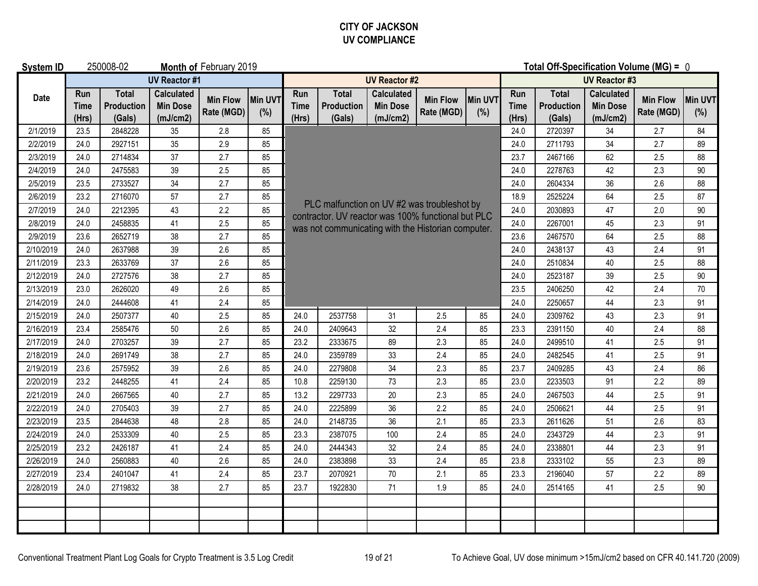# CITY OF JACKSON
## UV COMPLIANCE

**System ID** 250008-02 **Month of** February 2019 **Total Off-Specification Volume (MG) =** 0

| Date | UV Reactor #1 | | | | | UV Reactor #2 | | | | | UV Reactor #3 | | | | |
|---|---|---|---|---|---|---|---|---|---|---|---|---|---|---|---|
| | Run Time (Hrs) | Total Production (Gals) | Calculated Min Dose (mJ/cm2) | Min Flow Rate (MGD) | Min UVT (%) | Run Time (Hrs) | Total Production (Gals) | Calculated Min Dose (mJ/cm2) | Min Flow Rate (MGD) | Min UVT (%) | Run Time (Hrs) | Total Production (Gals) | Calculated Min Dose (mJ/cm2) | Min Flow Rate (MGD) | Min UVT (%) |
| 2/1/2019 | 23.5 | 2848228 | 35 | 2.8 | 85 | PLC malfunction on UV #2 was troubleshot by contractor. UV reactor was 100% functional but PLC was not communicating with the Historian computer. | | | | | 24.0 | 2720397 | 34 | 2.7 | 84 |
| 2/2/2019 | 24.0 | 2927151 | 35 | 2.9 | 85 | | | | | | 24.0 | 2711793 | 34 | 2.7 | 89 |
| 2/3/2019 | 24.0 | 2714834 | 37 | 2.7 | 85 | | | | | | 23.7 | 2467166 | 62 | 2.5 | 88 |
| 2/4/2019 | 24.0 | 2475583 | 39 | 2.5 | 85 | | | | | | 24.0 | 2278763 | 42 | 2.3 | 90 |
| 2/5/2019 | 23.5 | 2733527 | 34 | 2.7 | 85 | | | | | | 24.0 | 2604334 | 36 | 2.6 | 88 |
| 2/6/2019 | 23.2 | 2716070 | 57 | 2.7 | 85 | | | | | | 18.9 | 2525224 | 64 | 2.5 | 87 |
| 2/7/2019 | 24.0 | 2212395 | 43 | 2.2 | 85 | | | | | | 24.0 | 2030893 | 47 | 2.0 | 90 |
| 2/8/2019 | 24.0 | 2458835 | 41 | 2.5 | 85 | | | | | | 24.0 | 2267001 | 45 | 2.3 | 91 |
| 2/9/2019 | 23.6 | 2652719 | 38 | 2.7 | 85 | | | | | | 23.6 | 2467570 | 64 | 2.5 | 88 |
| 2/10/2019 | 24.0 | 2637988 | 39 | 2.6 | 85 | | | | | | 24.0 | 2438137 | 43 | 2.4 | 91 |
| 2/11/2019 | 23.3 | 2633769 | 37 | 2.6 | 85 | | | | | | 24.0 | 2510834 | 40 | 2.5 | 88 |
| 2/12/2019 | 24.0 | 2727576 | 38 | 2.7 | 85 | | | | | | 24.0 | 2523187 | 39 | 2.5 | 90 |
| 2/13/2019 | 23.0 | 2626020 | 49 | 2.6 | 85 | | | | | | 23.5 | 2406250 | 42 | 2.4 | 70 |
| 2/14/2019 | 24.0 | 2444608 | 41 | 2.4 | 85 | | | | | | 24.0 | 2250657 | 44 | 2.3 | 91 |
| 2/15/2019 | 24.0 | 2507377 | 40 | 2.5 | 85 | 24.0 | 2537758 | 31 | 2.5 | 85 | 24.0 | 2309762 | 43 | 2.3 | 91 |
| 2/16/2019 | 23.4 | 2585476 | 50 | 2.6 | 85 | 24.0 | 2409643 | 32 | 2.4 | 85 | 23.3 | 2391150 | 40 | 2.4 | 88 |
| 2/17/2019 | 24.0 | 2703257 | 39 | 2.7 | 85 | 23.2 | 2333675 | 89 | 2.3 | 85 | 24.0 | 2499510 | 41 | 2.5 | 91 |
| 2/18/2019 | 24.0 | 2691749 | 38 | 2.7 | 85 | 24.0 | 2359789 | 33 | 2.4 | 85 | 24.0 | 2482545 | 41 | 2.5 | 91 |
| 2/19/2019 | 23.6 | 2575952 | 39 | 2.6 | 85 | 24.0 | 2279808 | 34 | 2.3 | 85 | 23.7 | 2409285 | 43 | 2.4 | 86 |
| 2/20/2019 | 23.2 | 2448255 | 41 | 2.4 | 85 | 10.8 | 2259130 | 73 | 2.3 | 85 | 23.0 | 2233503 | 91 | 2.2 | 89 |
| 2/21/2019 | 24.0 | 2667565 | 40 | 2.7 | 85 | 13.2 | 2297733 | 20 | 2.3 | 85 | 24.0 | 2467503 | 44 | 2.5 | 91 |
| 2/22/2019 | 24.0 | 2705403 | 39 | 2.7 | 85 | 24.0 | 2225899 | 36 | 2.2 | 85 | 24.0 | 2506621 | 44 | 2.5 | 91 |
| 2/23/2019 | 23.5 | 2844638 | 48 | 2.8 | 85 | 24.0 | 2148735 | 36 | 2.1 | 85 | 23.3 | 2611626 | 51 | 2.6 | 83 |
| 2/24/2019 | 24.0 | 2533309 | 40 | 2.5 | 85 | 23.3 | 2387075 | 100 | 2.4 | 85 | 24.0 | 2343729 | 44 | 2.3 | 91 |
| 2/25/2019 | 23.2 | 2426187 | 41 | 2.4 | 85 | 24.0 | 2444343 | 32 | 2.4 | 85 | 24.0 | 2338801 | 44 | 2.3 | 91 |
| 2/26/2019 | 24.0 | 2560883 | 40 | 2.6 | 85 | 24.0 | 2383898 | 33 | 2.4 | 85 | 23.8 | 2333102 | 55 | 2.3 | 89 |
| 2/27/2019 | 23.4 | 2401047 | 41 | 2.4 | 85 | 23.7 | 2070921 | 70 | 2.1 | 85 | 23.3 | 2196040 | 57 | 2.2 | 89 |
| 2/28/2019 | 24.0 | 2719832 | 38 | 2.7 | 85 | 23.7 | 1922830 | 71 | 1.9 | 85 | 24.0 | 2514165 | 41 | 2.5 | 90 |
| | | | | | | | | | | | | | | | |
| | | | | | | | | | | | | | | | |
| | | | | | | | | | | | | | | | |

Conventional Treatment Plant Log Goals for Crypto Treatment is 3.5 Log Credit

To Achieve Goal, UV dose minimum >15mJ/cm2 based on CFR 40.141.720 (2009)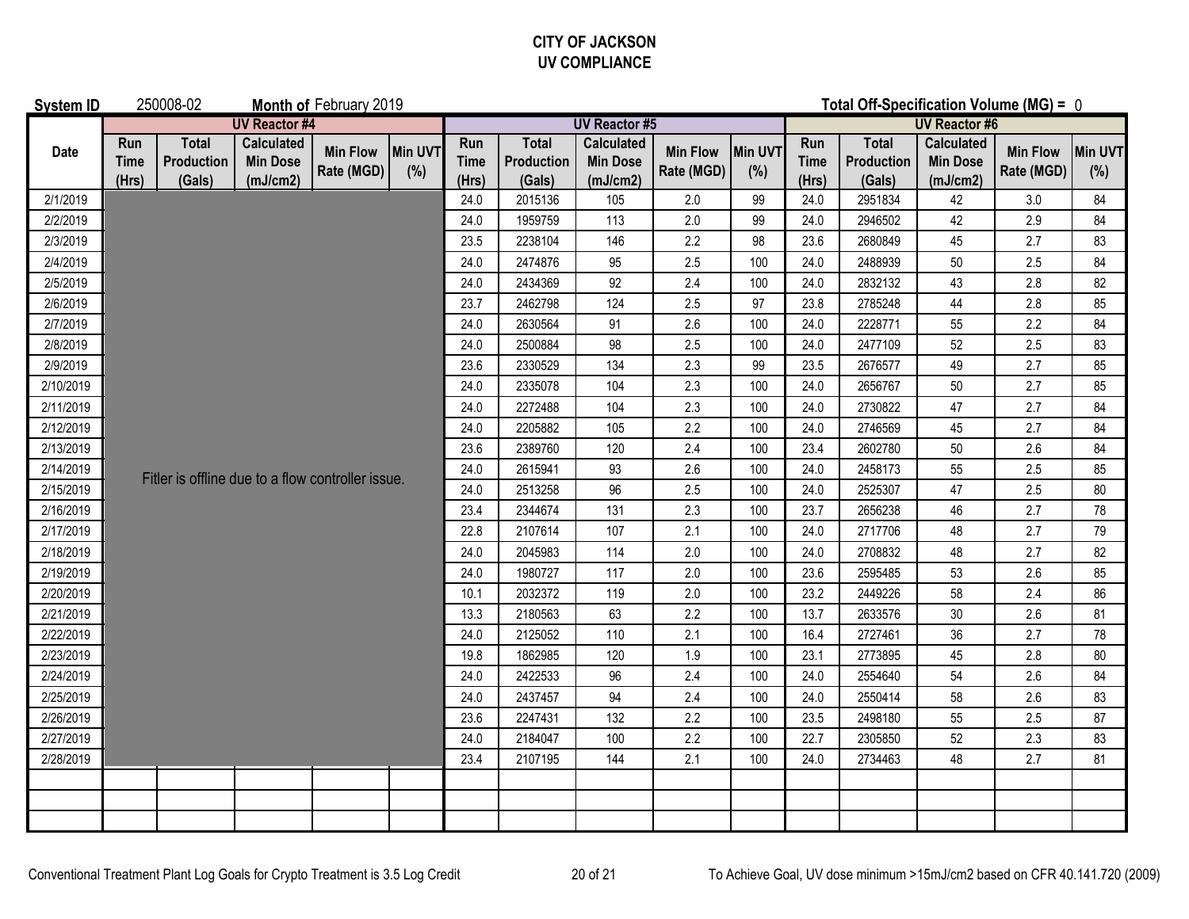**CITY OF JACKSON**
**UV COMPLIANCE**

**System ID** 250008-02 **Month of** February 2019 **Total Off-Specification Volume (MG) =** 0

| Date | UV Reactor #4 | | | | | UV Reactor #5 | | | | | UV Reactor #6 | | | | |
|---|---|---|---|---|---|---|---|---|---|---|---|---|---|---|---|
| | Run Time (Hrs) | Total Production (Gals) | Calculated Min Dose (mJ/cm2) | Min Flow Rate (MGD) | Min UVT (%) | Run Time (Hrs) | Total Production (Gals) | Calculated Min Dose (mJ/cm2) | Min Flow Rate (MGD) | Min UVT (%) | Run Time (Hrs) | Total Production (Gals) | Calculated Min Dose (mJ/cm2) | Min Flow Rate (MGD) | Min UVT (%) |
| 2/1/2019 | Fitler is offline due to a flow controller issue. | | | | | 24.0 | 2015136 | 105 | 2.0 | 99 | 24.0 | 2951834 | 42 | 3.0 | 84 |
| 2/2/2019 | | | | | | 24.0 | 1959759 | 113 | 2.0 | 99 | 24.0 | 2946502 | 42 | 2.9 | 84 |
| 2/3/2019 | | | | | | 23.5 | 2238104 | 146 | 2.2 | 98 | 23.6 | 2680849 | 45 | 2.7 | 83 |
| 2/4/2019 | | | | | | 24.0 | 2474876 | 95 | 2.5 | 100 | 24.0 | 2488939 | 50 | 2.5 | 84 |
| 2/5/2019 | | | | | | 24.0 | 2434369 | 92 | 2.4 | 100 | 24.0 | 2832132 | 43 | 2.8 | 82 |
| 2/6/2019 | | | | | | 23.7 | 2462798 | 124 | 2.5 | 97 | 23.8 | 2785248 | 44 | 2.8 | 85 |
| 2/7/2019 | | | | | | 24.0 | 2630564 | 91 | 2.6 | 100 | 24.0 | 2228771 | 55 | 2.2 | 84 |
| 2/8/2019 | | | | | | 24.0 | 2500884 | 98 | 2.5 | 100 | 24.0 | 2477109 | 52 | 2.5 | 83 |
| 2/9/2019 | | | | | | 23.6 | 2330529 | 134 | 2.3 | 99 | 23.5 | 2676577 | 49 | 2.7 | 85 |
| 2/10/2019 | | | | | | 24.0 | 2335078 | 104 | 2.3 | 100 | 24.0 | 2656767 | 50 | 2.7 | 85 |
| 2/11/2019 | | | | | | 24.0 | 2272488 | 104 | 2.3 | 100 | 24.0 | 2730822 | 47 | 2.7 | 84 |
| 2/12/2019 | | | | | | 24.0 | 2205882 | 105 | 2.2 | 100 | 24.0 | 2746569 | 45 | 2.7 | 84 |
| 2/13/2019 | | | | | | 23.6 | 2389760 | 120 | 2.4 | 100 | 23.4 | 2602780 | 50 | 2.6 | 84 |
| 2/14/2019 | | | | | | 24.0 | 2615941 | 93 | 2.6 | 100 | 24.0 | 2458173 | 55 | 2.5 | 85 |
| 2/15/2019 | | | | | | 24.0 | 2513258 | 96 | 2.5 | 100 | 24.0 | 2525307 | 47 | 2.5 | 80 |
| 2/16/2019 | | | | | | 23.4 | 2344674 | 131 | 2.3 | 100 | 23.7 | 2656238 | 46 | 2.7 | 78 |
| 2/17/2019 | | | | | | 22.8 | 2107614 | 107 | 2.1 | 100 | 24.0 | 2717706 | 48 | 2.7 | 79 |
| 2/18/2019 | | | | | | 24.0 | 2045983 | 114 | 2.0 | 100 | 24.0 | 2708832 | 48 | 2.7 | 82 |
| 2/19/2019 | | | | | | 24.0 | 1980727 | 117 | 2.0 | 100 | 23.6 | 2595485 | 53 | 2.6 | 85 |
| 2/20/2019 | | | | | | 10.1 | 2032372 | 119 | 2.0 | 100 | 23.2 | 2449226 | 58 | 2.4 | 86 |
| 2/21/2019 | | | | | | 13.3 | 2180563 | 63 | 2.2 | 100 | 13.7 | 2633576 | 30 | 2.6 | 81 |
| 2/22/2019 | | | | | | 24.0 | 2125052 | 110 | 2.1 | 100 | 16.4 | 2727461 | 36 | 2.7 | 78 |
| 2/23/2019 | | | | | | 19.8 | 1862985 | 120 | 1.9 | 100 | 23.1 | 2773895 | 45 | 2.8 | 80 |
| 2/24/2019 | | | | | | 24.0 | 2422533 | 96 | 2.4 | 100 | 24.0 | 2554640 | 54 | 2.6 | 84 |
| 2/25/2019 | | | | | | 24.0 | 2437457 | 94 | 2.4 | 100 | 24.0 | 2550414 | 58 | 2.6 | 83 |
| 2/26/2019 | | | | | | 23.6 | 2247431 | 132 | 2.2 | 100 | 23.5 | 2498180 | 55 | 2.5 | 87 |
| 2/27/2019 | | | | | | 24.0 | 2184047 | 100 | 2.2 | 100 | 22.7 | 2305850 | 52 | 2.3 | 83 |
| 2/28/2019 | | | | | | 23.4 | 2107195 | 144 | 2.1 | 100 | 24.0 | 2734463 | 48 | 2.7 | 81 |
| | | | | | | | | | | | | | | | |
| | | | | | | | | | | | | | | | |
| | | | | | | | | | | | | | | | |

Conventional Treatment Plant Log Goals for Crypto Treatment is 3.5 Log Credit

To Achieve Goal, UV dose minimum >15mJ/cm2 based on CFR 40.141.720 (2009)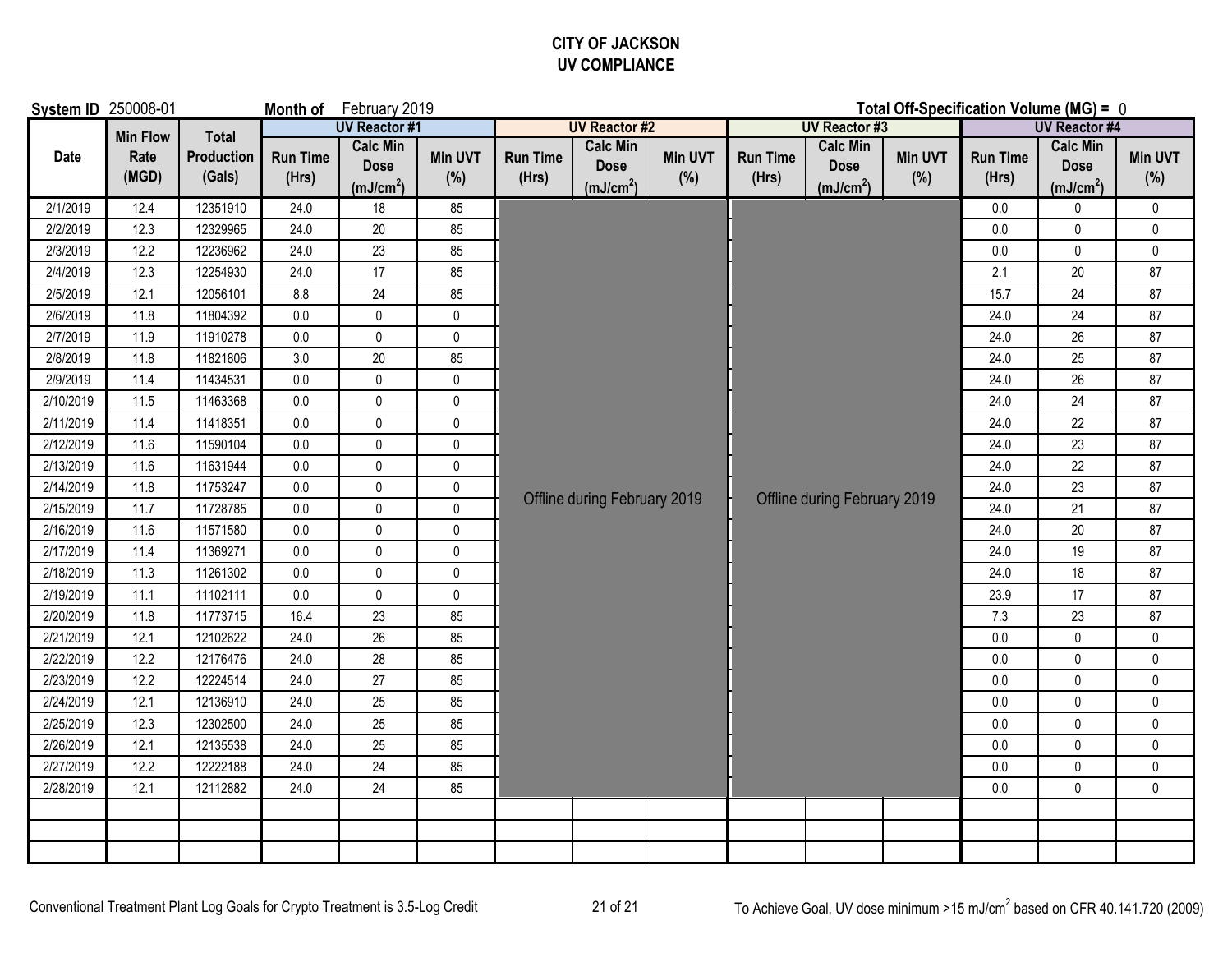**CITY OF JACKSON**
**UV COMPLIANCE**

**System ID** 250008-01 **Month of** February 2019 **Total Off-Specification Volume (MG) =** 0

| Date | Min Flow Rate (MGD) | Total Production (Gals) | UV Reactor #1 | | | UV Reactor #2 | | | UV Reactor #3 | | | UV Reactor #4 | | |
|---|---|---|---|---|---|---|---|---|---|---|---|---|---|---|
| | | | Run Time (Hrs) | Calc Min Dose (mJ/cm$^2$) | Min UVT (%) | Run Time (Hrs) | Calc Min Dose (mJ/cm$^2$) | Min UVT (%) | Run Time (Hrs) | Calc Min Dose (mJ/cm$^2$) | Min UVT (%) | Run Time (Hrs) | Calc Min Dose (mJ/cm$^2$) | Min UVT (%) |
| 2/1/2019 | 12.4 | 12351910 | 24.0 | 18 | 85 | Offline during February 2019 | | | Offline during February 2019 | | | 0.0 | 0 | 0 |
| 2/2/2019 | 12.3 | 12329965 | 24.0 | 20 | 85 | | | | | | | 0.0 | 0 | 0 |
| 2/3/2019 | 12.2 | 12236962 | 24.0 | 23 | 85 | | | | | | | 0.0 | 0 | 0 |
| 2/4/2019 | 12.3 | 12254930 | 24.0 | 17 | 85 | | | | | | | 2.1 | 20 | 87 |
| 2/5/2019 | 12.1 | 12056101 | 8.8 | 24 | 85 | | | | | | | 15.7 | 24 | 87 |
| 2/6/2019 | 11.8 | 11804392 | 0.0 | 0 | 0 | | | | | | | 24.0 | 24 | 87 |
| 2/7/2019 | 11.9 | 11910278 | 0.0 | 0 | 0 | | | | | | | 24.0 | 26 | 87 |
| 2/8/2019 | 11.8 | 11821806 | 3.0 | 20 | 85 | | | | | | | 24.0 | 25 | 87 |
| 2/9/2019 | 11.4 | 11434531 | 0.0 | 0 | 0 | | | | | | | 24.0 | 26 | 87 |
| 2/10/2019 | 11.5 | 11463368 | 0.0 | 0 | 0 | | | | | | | 24.0 | 24 | 87 |
| 2/11/2019 | 11.4 | 11418351 | 0.0 | 0 | 0 | | | | | | | 24.0 | 22 | 87 |
| 2/12/2019 | 11.6 | 11590104 | 0.0 | 0 | 0 | | | | | | | 24.0 | 23 | 87 |
| 2/13/2019 | 11.6 | 11631944 | 0.0 | 0 | 0 | | | | | | | 24.0 | 22 | 87 |
| 2/14/2019 | 11.8 | 11753247 | 0.0 | 0 | 0 | | | | | | | 24.0 | 23 | 87 |
| 2/15/2019 | 11.7 | 11728785 | 0.0 | 0 | 0 | | | | | | | 24.0 | 21 | 87 |
| 2/16/2019 | 11.6 | 11571580 | 0.0 | 0 | 0 | | | | | | | 24.0 | 20 | 87 |
| 2/17/2019 | 11.4 | 11369271 | 0.0 | 0 | 0 | | | | | | | 24.0 | 19 | 87 |
| 2/18/2019 | 11.3 | 11261302 | 0.0 | 0 | 0 | | | | | | | 24.0 | 18 | 87 |
| 2/19/2019 | 11.1 | 11102111 | 0.0 | 0 | 0 | | | | | | | 23.9 | 17 | 87 |
| 2/20/2019 | 11.8 | 11773715 | 16.4 | 23 | 85 | | | | | | | 7.3 | 23 | 87 |
| 2/21/2019 | 12.1 | 12102622 | 24.0 | 26 | 85 | | | | | | | 0.0 | 0 | 0 |
| 2/22/2019 | 12.2 | 12176476 | 24.0 | 28 | 85 | | | | | | | 0.0 | 0 | 0 |
| 2/23/2019 | 12.2 | 12224514 | 24.0 | 27 | 85 | | | | | | | 0.0 | 0 | 0 |
| 2/24/2019 | 12.1 | 12136910 | 24.0 | 25 | 85 | | | | | | | 0.0 | 0 | 0 |
| 2/25/2019 | 12.3 | 12302500 | 24.0 | 25 | 85 | | | | | | | 0.0 | 0 | 0 |
| 2/26/2019 | 12.1 | 12135538 | 24.0 | 25 | 85 | | | | | | | 0.0 | 0 | 0 |
| 2/27/2019 | 12.2 | 12222188 | 24.0 | 24 | 85 | | | | | | | 0.0 | 0 | 0 |
| 2/28/2019 | 12.1 | 12112882 | 24.0 | 24 | 85 | | | | | | | 0.0 | 0 | 0 |
| | | | | | | | | | | | | | | |
| | | | | | | | | | | | | | | |
| | | | | | | | | | | | | | | |

Conventional Treatment Plant Log Goals for Crypto Treatment is 3.5-Log Credit

To Achieve Goal, UV dose minimum >15 mJ/cm$^2$ based on CFR 40.141.720 (2009)